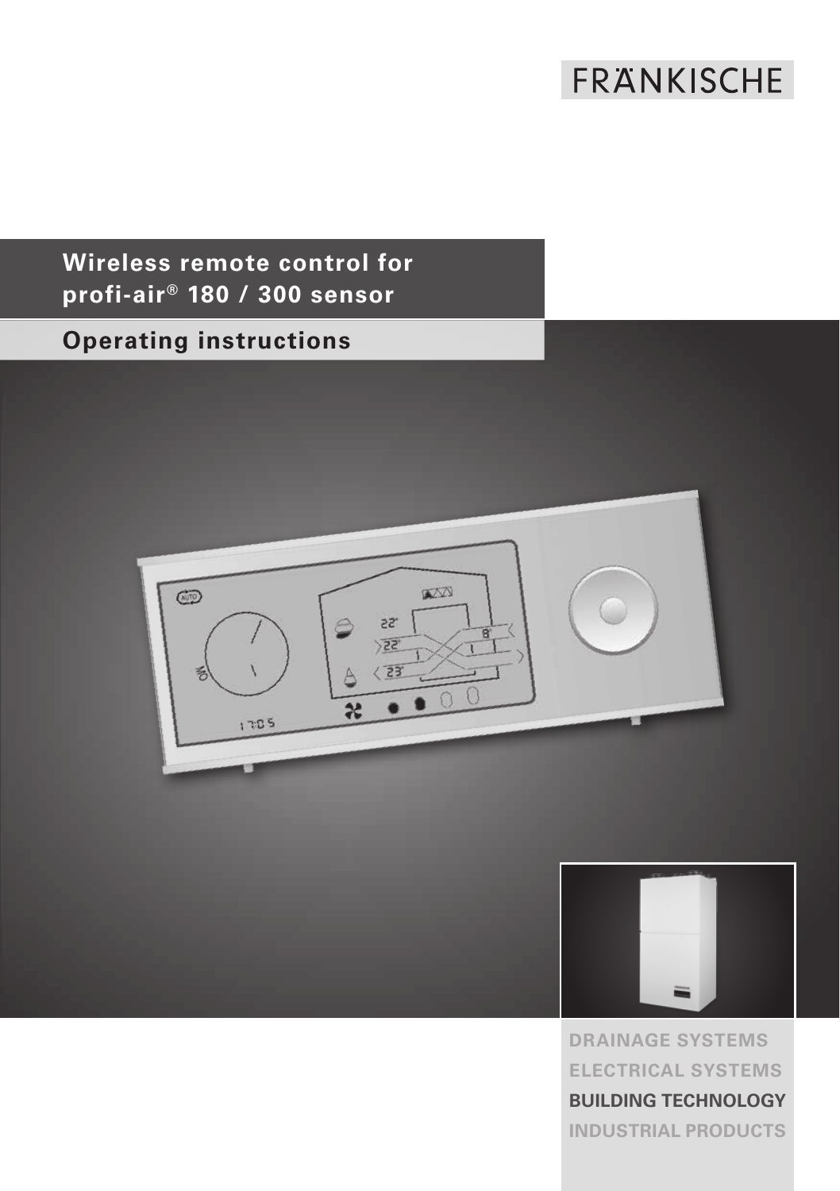FRÄNKISCHE

# Wireless remote control for profi-air® 180 / 300 sensor

## Operating instructions

DRAINAGE SYSTEMS
ELECTRICAL SYSTEMS
**BUILDING TECHNOLOGY**
INDUSTRIAL PRODUCTS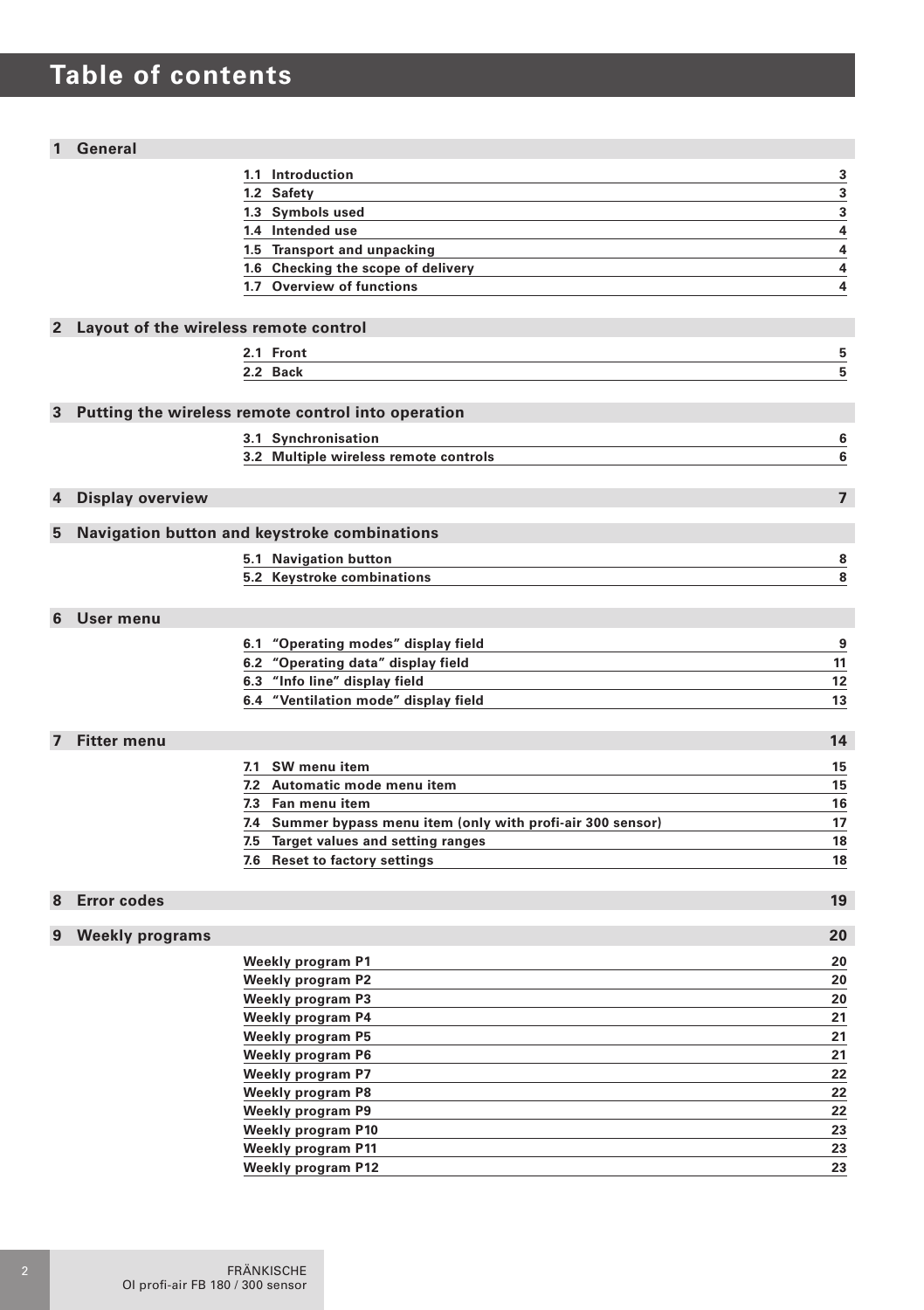# Table of contents

| | | |
|---|---|---|
| **1 General** | | |
| | 1.1 Introduction | 3 |
| | 1.2 Safety | 3 |
| | 1.3 Symbols used | 3 |
| | 1.4 Intended use | 4 |
| | 1.5 Transport and unpacking | 4 |
| | 1.6 Checking the scope of delivery | 4 |
| | 1.7 Overview of functions | 4 |
| **2 Layout of the wireless remote control** | | |
| | 2.1 Front | 5 |
| | 2.2 Back | 5 |
| **3 Putting the wireless remote control into operation** | | |
| | 3.1 Synchronisation | 6 |
| | 3.2 Multiple wireless remote controls | 6 |
| **4 Display overview** | | 7 |
| **5 Navigation button and keystroke combinations** | | |
| | 5.1 Navigation button | 8 |
| | 5.2 Keystroke combinations | 8 |
| **6 User menu** | | |
| | 6.1 "Operating modes" display field | 9 |
| | 6.2 "Operating data" display field | 11 |
| | 6.3 "Info line" display field | 12 |
| | 6.4 "Ventilation mode" display field | 13 |
| **7 Fitter menu** | | 14 |
| | 7.1 SW menu item | 15 |
| | 7.2 Automatic mode menu item | 15 |
| | 7.3 Fan menu item | 16 |
| | 7.4 Summer bypass menu item (only with profi-air 300 sensor) | 17 |
| | 7.5 Target values and setting ranges | 18 |
| | 7.6 Reset to factory settings | 18 |
| **8 Error codes** | | 19 |
| **9 Weekly programs** | | 20 |
| | Weekly program P1 | 20 |
| | Weekly program P2 | 20 |
| | Weekly program P3 | 20 |
| | Weekly program P4 | 21 |
| | Weekly program P5 | 21 |
| | Weekly program P6 | 21 |
| | Weekly program P7 | 22 |
| | Weekly program P8 | 22 |
| | Weekly program P9 | 22 |
| | Weekly program P10 | 23 |
| | Weekly program P11 | 23 |
| | Weekly program P12 | 23 |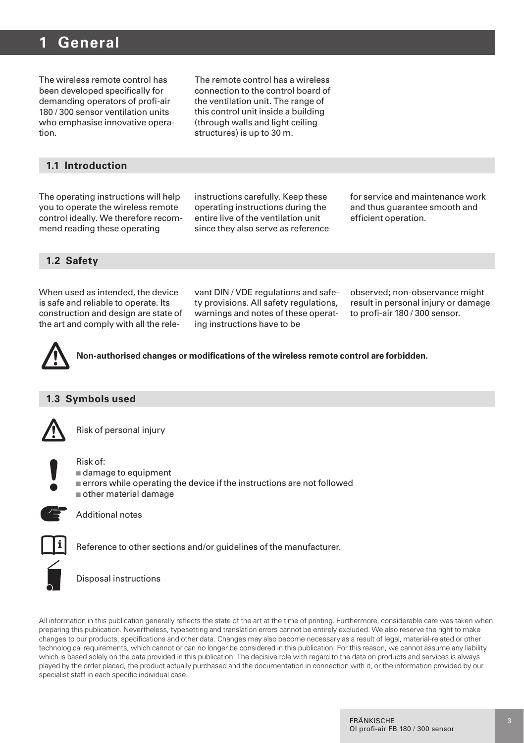# 1 General

The wireless remote control has been developed specifically for demanding operators of profi-air 180 / 300 sensor ventilation units who emphasise innovative operation.

The remote control has a wireless connection to the control board of the ventilation unit. The range of this control unit inside a building (through walls and light ceiling structures) is up to 30 m.

## 1.1 Introduction

The operating instructions will help you to operate the wireless remote control ideally. We therefore recommend reading these operating instructions carefully. Keep these operating instructions during the entire live of the ventilation unit since they also serve as reference for service and maintenance work and thus guarantee smooth and efficient operation.

## 1.2 Safety

When used as intended, the device is safe and reliable to operate. Its construction and design are state of the art and comply with all the relevant DIN / VDE regulations and safety provisions. All safety regulations, warnings and notes of these operating instructions have to be observed; non-observance might result in personal injury or damage to profi-air 180 / 300 sensor.

**Non-authorised changes or modifications of the wireless remote control are forbidden.**

## 1.3 Symbols used

Risk of personal injury

Risk of:
- damage to equipment
- errors while operating the device if the instructions are not followed
- other material damage

Additional notes

Reference to other sections and/or guidelines of the manufacturer.

Disposal instructions

All information in this publication generally reflects the state of the art at the time of printing. Furthermore, considerable care was taken when preparing this publication. Nevertheless, typesetting and translation errors cannot be entirely excluded. We also reserve the right to make changes to our products, specifications and other data. Changes may also become necessary as a result of legal, material-related or other technological requirements, which cannot or can no longer be considered in this publication. For this reason, we cannot assume any liability which is based solely on the data provided in this publication. The decisive role with regard to the data on products and services is always played by the order placed, the product actually purchased and the documentation in connection with it, or the information provided by our specialist staff in each specific individual case.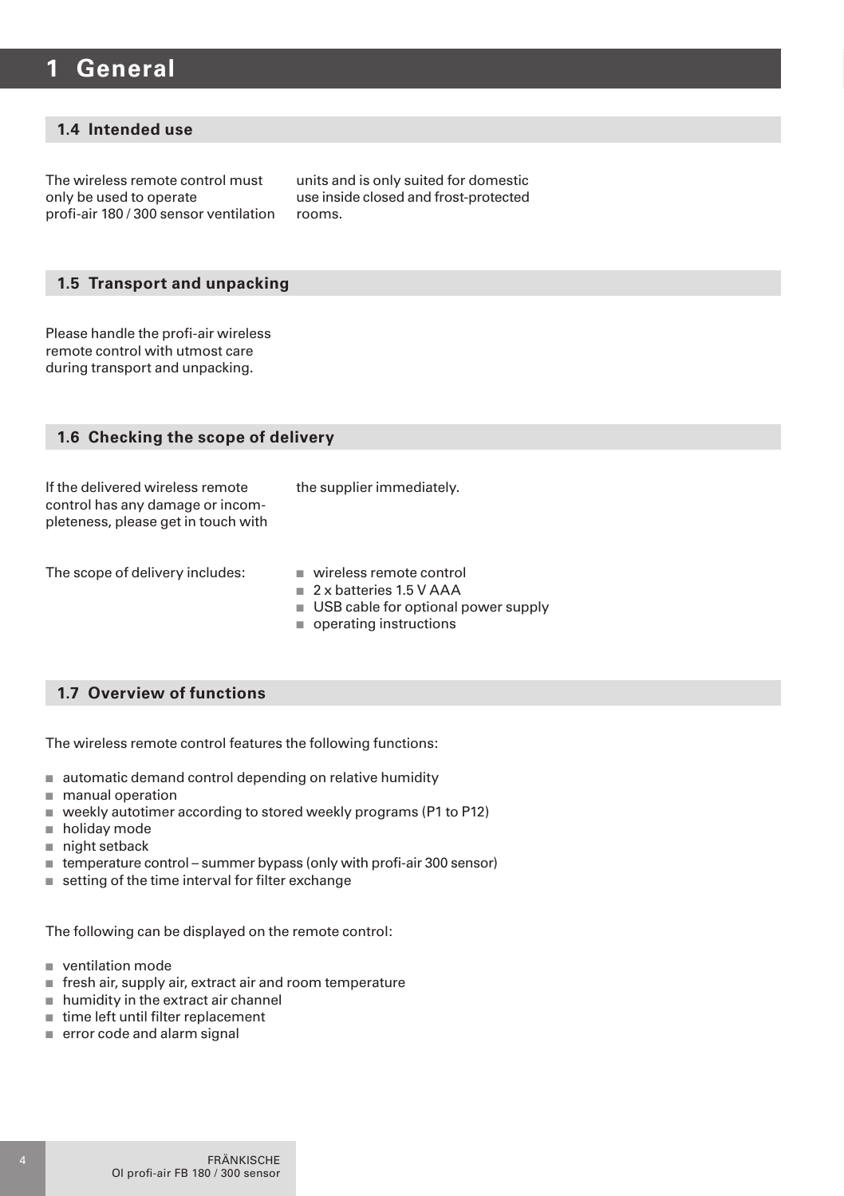# 1 General

## 1.4 Intended use

The wireless remote control must only be used to operate profi-air 180 / 300 sensor ventilation units and is only suited for domestic use inside closed and frost-protected rooms.

## 1.5 Transport and unpacking

Please handle the profi-air wireless remote control with utmost care during transport and unpacking.

## 1.6 Checking the scope of delivery

If the delivered wireless remote control has any damage or incompleteness, please get in touch with the supplier immediately.

The scope of delivery includes:

- wireless remote control
- 2 x batteries 1.5 V AAA
- USB cable for optional power supply
- operating instructions

## 1.7 Overview of functions

The wireless remote control features the following functions:

- automatic demand control depending on relative humidity
- manual operation
- weekly autotimer according to stored weekly programs (P1 to P12)
- holiday mode
- night setback
- temperature control – summer bypass (only with profi-air 300 sensor)
- setting of the time interval for filter exchange

The following can be displayed on the remote control:

- ventilation mode
- fresh air, supply air, extract air and room temperature
- humidity in the extract air channel
- time left until filter replacement
- error code and alarm signal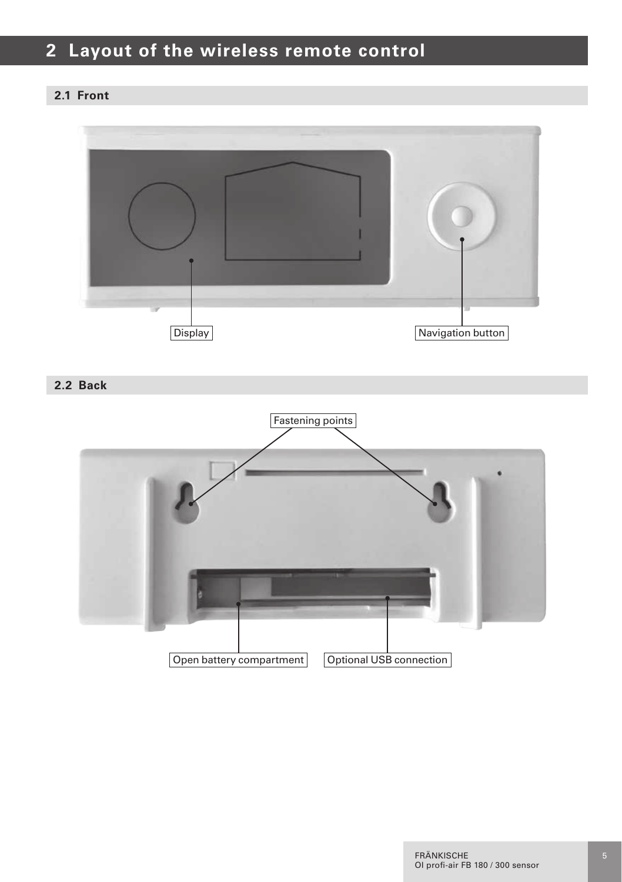# 2 Layout of the wireless remote control

## 2.1 Front

Display

Navigation button

## 2.2 Back

Fastening points

Open battery compartment

Optional USB connection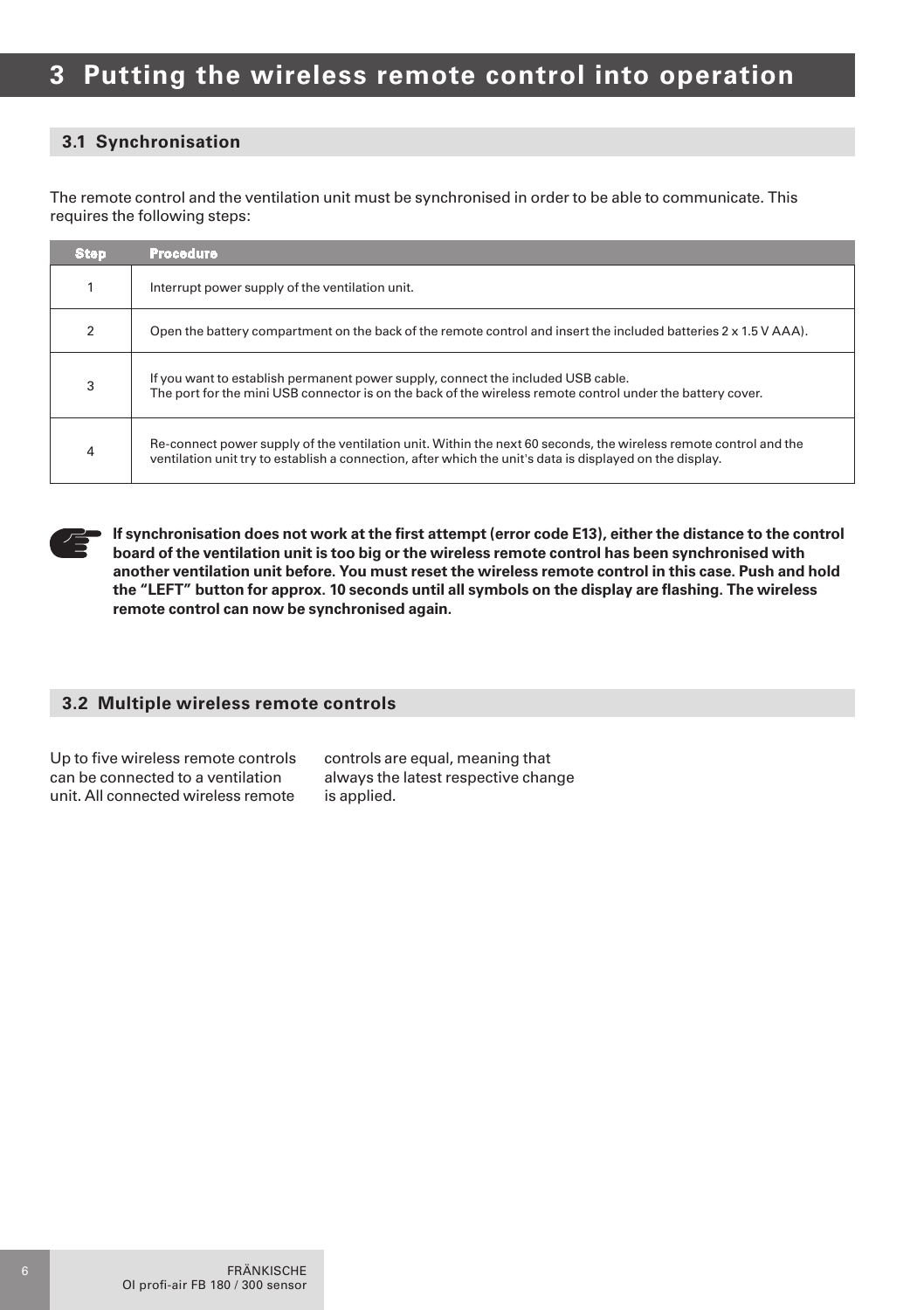# 3 Putting the wireless remote control into operation

## 3.1 Synchronisation

The remote control and the ventilation unit must be synchronised in order to be able to communicate. This requires the following steps:

| Step | Procedure |
|---|---|
| 1 | Interrupt power supply of the ventilation unit. |
| 2 | Open the battery compartment on the back of the remote control and insert the included batteries 2 x 1.5 V AAA). |
| 3 | If you want to establish permanent power supply, connect the included USB cable.<br>The port for the mini USB connector is on the back of the wireless remote control under the battery cover. |
| 4 | Re-connect power supply of the ventilation unit. Within the next 60 seconds, the wireless remote control and the ventilation unit try to establish a connection, after which the unit's data is displayed on the display. |

**If synchronisation does not work at the first attempt (error code E13), either the distance to the control board of the ventilation unit is too big or the wireless remote control has been synchronised with another ventilation unit before. You must reset the wireless remote control in this case. Push and hold the "LEFT" button for approx. 10 seconds until all symbols on the display are flashing. The wireless remote control can now be synchronised again.**

## 3.2 Multiple wireless remote controls

Up to five wireless remote controls can be connected to a ventilation unit. All connected wireless remote controls are equal, meaning that always the latest respective change is applied.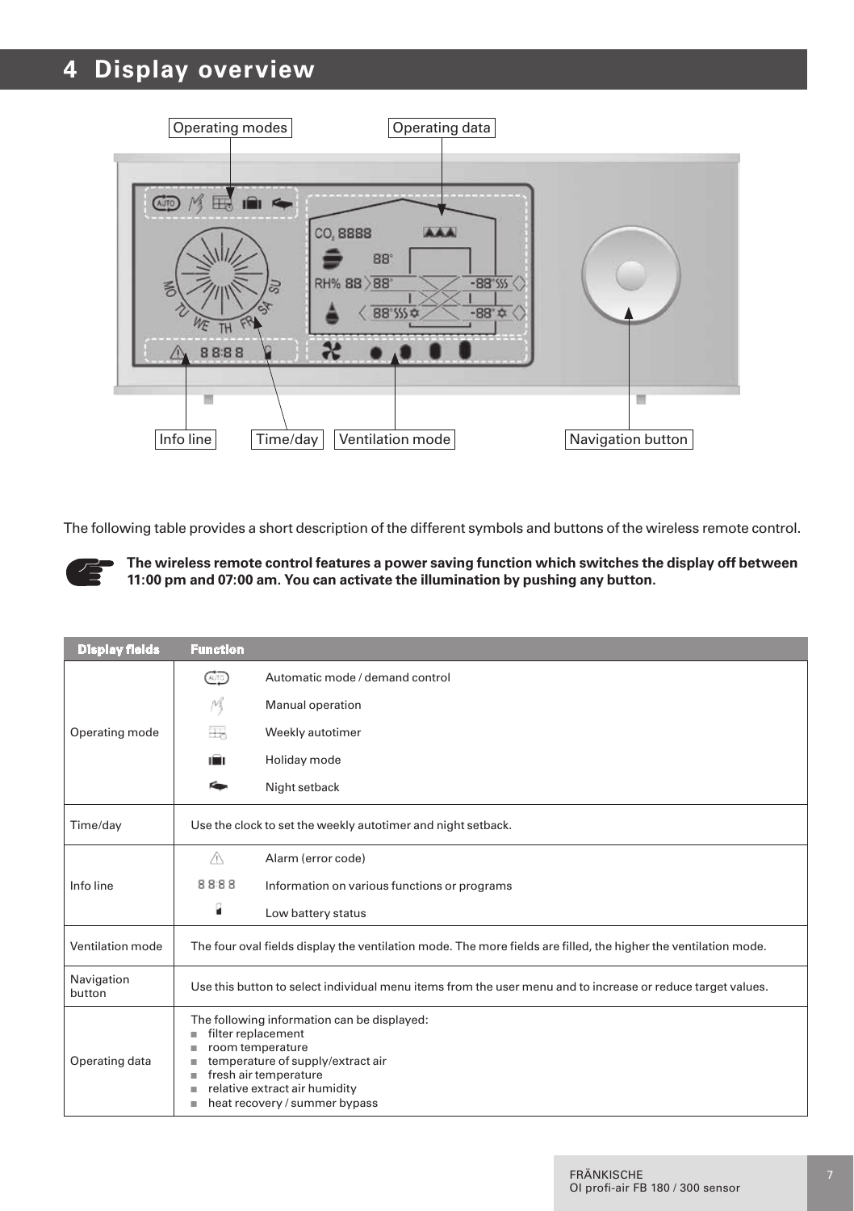# 4 Display overview

Operating modes | Operating data | Info line | Time/day | Ventilation mode | Navigation button

The following table provides a short description of the different symbols and buttons of the wireless remote control.

**The wireless remote control features a power saving function which switches the display off between 11:00 pm and 07:00 am. You can activate the illumination by pushing any button.**

| Display fields | Function | |
|---|---|---|
| Operating mode | AUTO | Automatic mode / demand control |
| | | Manual operation |
| | | Weekly autotimer |
| | | Holiday mode |
| | | Night setback |
| Time/day | Use the clock to set the weekly autotimer and night setback. | |
| Info line | ⚠ | Alarm (error code) |
| | 8888 | Information on various functions or programs |
| | | Low battery status |
| Ventilation mode | The four oval fields display the ventilation mode. The more fields are filled, the higher the ventilation mode. | |
| Navigation button | Use this button to select individual menu items from the user menu and to increase or reduce target values. | |
| Operating data | The following information can be displayed:<br>■ filter replacement<br>■ room temperature<br>■ temperature of supply/extract air<br>■ fresh air temperature<br>■ relative extract air humidity<br>■ heat recovery / summer bypass | |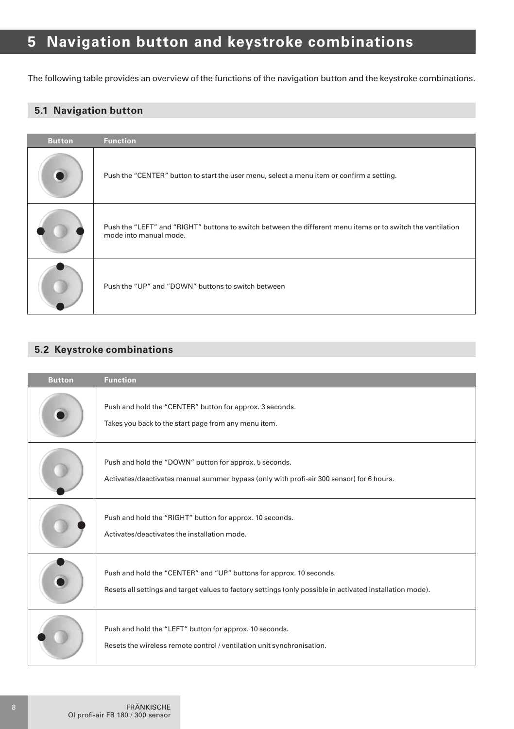# 5 Navigation button and keystroke combinations

The following table provides an overview of the functions of the navigation button and the keystroke combinations.

## 5.1 Navigation button

| Button | Function |
|---|---|
| | Push the “CENTER” button to start the user menu, select a menu item or confirm a setting. |
| | Push the “LEFT” and “RIGHT” buttons to switch between the different menu items or to switch the ventilation mode into manual mode. |
| | Push the “UP” and “DOWN” buttons to switch between |

## 5.2 Keystroke combinations

| Button | Function |
|---|---|
| | Push and hold the “CENTER” button for approx. 3 seconds.<br><br>Takes you back to the start page from any menu item. |
| | Push and hold the “DOWN” button for approx. 5 seconds.<br><br>Activates/deactivates manual summer bypass (only with profi-air 300 sensor) for 6 hours. |
| | Push and hold the “RIGHT” button for approx. 10 seconds.<br><br>Activates/deactivates the installation mode. |
| | Push and hold the “CENTER” and “UP” buttons for approx. 10 seconds.<br><br>Resets all settings and target values to factory settings (only possible in activated installation mode). |
| | Push and hold the “LEFT” button for approx. 10 seconds.<br><br>Resets the wireless remote control / ventilation unit synchronisation. |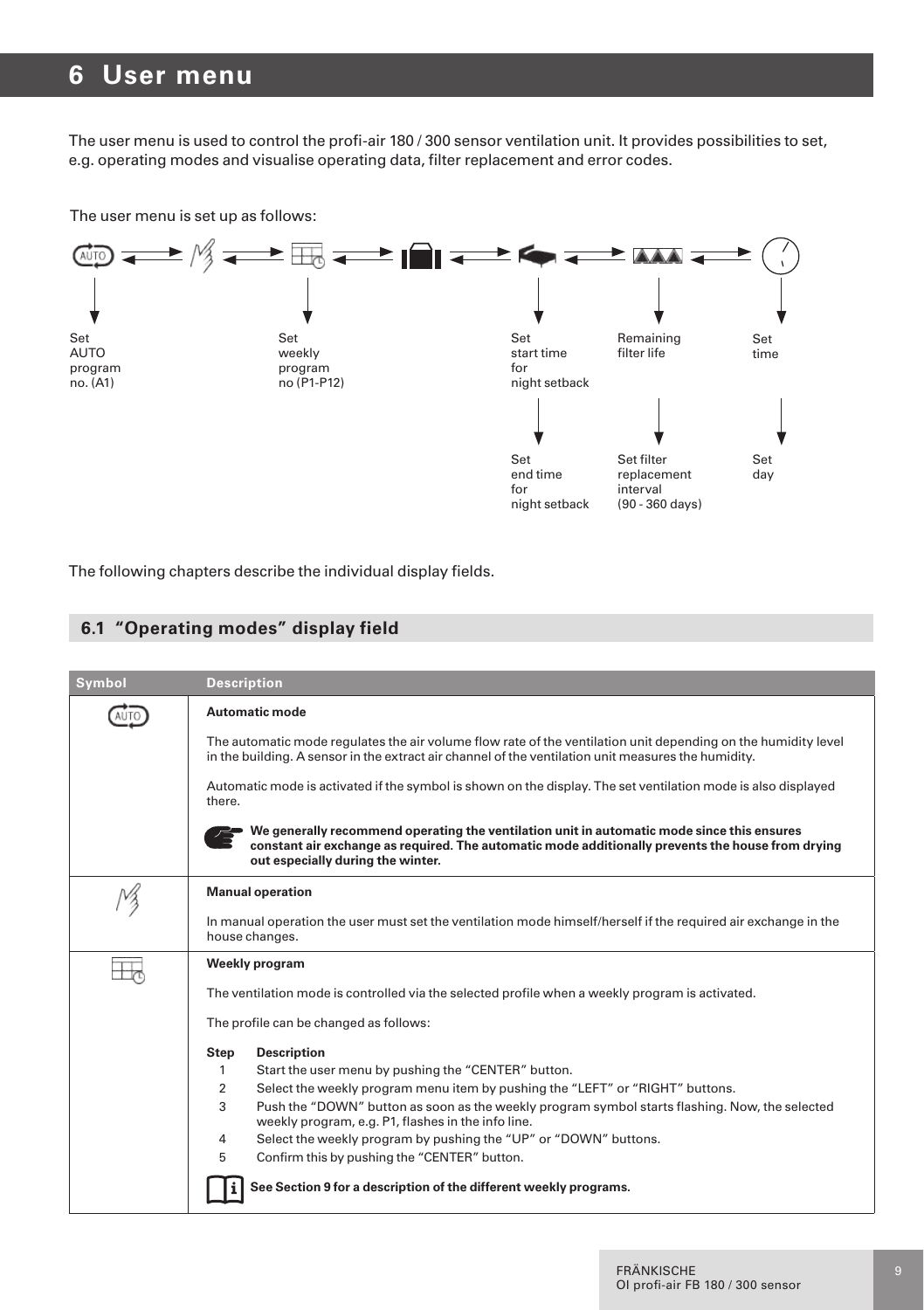# 6 User menu

The user menu is used to control the profi-air 180 / 300 sensor ventilation unit. It provides possibilities to set, e.g. operating modes and visualise operating data, filter replacement and error codes.

The user menu is set up as follows:

- AUTO: Set AUTO program no. (A1)
- Manual
- Weekly program: Set weekly program no (P1-P12)
- Ventilation mode
- Night setback: Set start time for night setback → Set end time for night setback
- Filter: Remaining filter life → Set filter replacement interval (90 - 360 days)
- Clock: Set time → Set day

The following chapters describe the individual display fields.

## 6.1 "Operating modes" display field

| Symbol | Description |
|---|---|
| AUTO | **Automatic mode**<br><br>The automatic mode regulates the air volume flow rate of the ventilation unit depending on the humidity level in the building. A sensor in the extract air channel of the ventilation unit measures the humidity.<br><br>Automatic mode is activated if the symbol is shown on the display. The set ventilation mode is also displayed there.<br><br>**We generally recommend operating the ventilation unit in automatic mode since this ensures constant air exchange as required. The automatic mode additionally prevents the house from drying out especially during the winter.** |
| Manual | **Manual operation**<br><br>In manual operation the user must set the ventilation mode himself/herself if the required air exchange in the house changes. |
| Weekly program | **Weekly program**<br><br>The ventilation mode is controlled via the selected profile when a weekly program is activated.<br><br>The profile can be changed as follows:<br><br>**Step** **Description**<br>1 Start the user menu by pushing the "CENTER" button.<br>2 Select the weekly program menu item by pushing the "LEFT" or "RIGHT" buttons.<br>3 Push the "DOWN" button as soon as the weekly program symbol starts flashing. Now, the selected weekly program, e.g. P1, flashes in the info line.<br>4 Select the weekly program by pushing the "UP" or "DOWN" buttons.<br>5 Confirm this by pushing the "CENTER" button.<br><br>**See Section 9 for a description of the different weekly programs.** |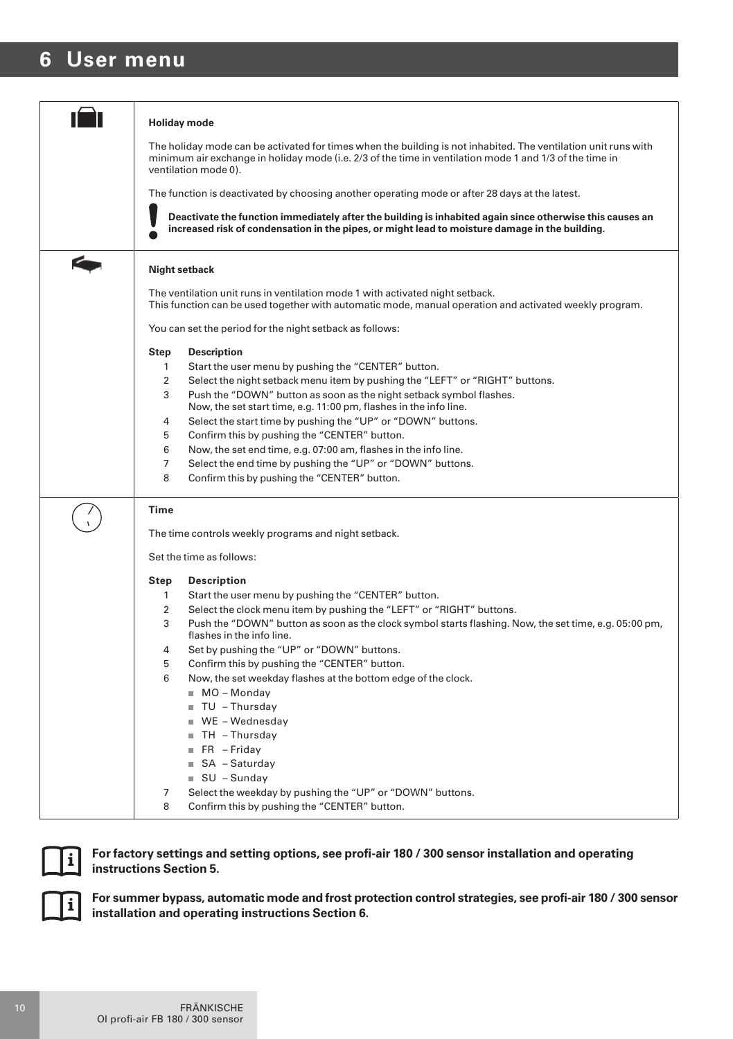# 6 User menu

### Holiday mode

The holiday mode can be activated for times when the building is not inhabited. The ventilation unit runs with minimum air exchange in holiday mode (i.e. 2/3 of the time in ventilation mode 1 and 1/3 of the time in ventilation mode 0).

The function is deactivated by choosing another operating mode or after 28 days at the latest.

**Deactivate the function immediately after the building is inhabited again since otherwise this causes an increased risk of condensation in the pipes, or might lead to moisture damage in the building.**

### Night setback

The ventilation unit runs in ventilation mode 1 with activated night setback.
This function can be used together with automatic mode, manual operation and activated weekly program.

You can set the period for the night setback as follows:

| Step | Description |
|---|---|
| 1 | Start the user menu by pushing the “CENTER” button. |
| 2 | Select the night setback menu item by pushing the “LEFT” or “RIGHT” buttons. |
| 3 | Push the “DOWN” button as soon as the night setback symbol flashes. Now, the set start time, e.g. 11:00 pm, flashes in the info line. |
| 4 | Select the start time by pushing the “UP” or “DOWN” buttons. |
| 5 | Confirm this by pushing the “CENTER” button. |
| 6 | Now, the set end time, e.g. 07:00 am, flashes in the info line. |
| 7 | Select the end time by pushing the “UP” or “DOWN” buttons. |
| 8 | Confirm this by pushing the “CENTER” button. |

### Time

The time controls weekly programs and night setback.

Set the time as follows:

| Step | Description |
|---|---|
| 1 | Start the user menu by pushing the “CENTER” button. |
| 2 | Select the clock menu item by pushing the “LEFT” or “RIGHT” buttons. |
| 3 | Push the “DOWN” button as soon as the clock symbol starts flashing. Now, the set time, e.g. 05:00 pm, flashes in the info line. |
| 4 | Set by pushing the “UP” or “DOWN” buttons. |
| 5 | Confirm this by pushing the “CENTER” button. |
| 6 | Now, the set weekday flashes at the bottom edge of the clock.<br>- MO – Monday<br>- TU – Thursday<br>- WE – Wednesday<br>- TH – Thursday<br>- FR – Friday<br>- SA – Saturday<br>- SU – Sunday |
| 7 | Select the weekday by pushing the “UP” or “DOWN” buttons. |
| 8 | Confirm this by pushing the “CENTER” button. |

**For factory settings and setting options, see profi-air 180 / 300 sensor installation and operating instructions Section 5.**

**For summer bypass, automatic mode and frost protection control strategies, see profi-air 180 / 300 sensor installation and operating instructions Section 6.**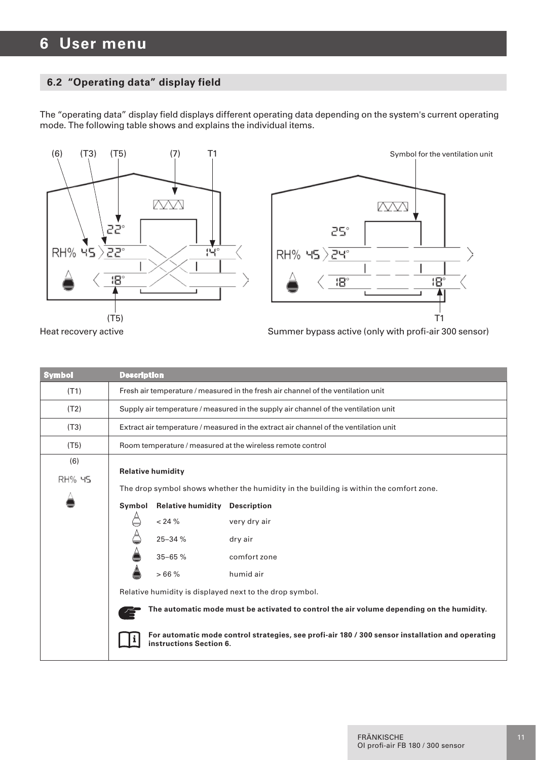# 6 User menu

## 6.2 "Operating data" display field

The "operating data" display field displays different operating data depending on the system's current operating mode. The following table shows and explains the individual items.

Heat recovery active

Summer bypass active (only with profi-air 300 sensor)

| Symbol | Description |
|---|---|
| (T1) | Fresh air temperature / measured in the fresh air channel of the ventilation unit |
| (T2) | Supply air temperature / measured in the supply air channel of the ventilation unit |
| (T3) | Extract air temperature / measured in the extract air channel of the ventilation unit |
| (T5) | Room temperature / measured at the wireless remote control |
| (6) RH% 45 | **Relative humidity**<br>The drop symbol shows whether the humidity in the building is within the comfort zone.<br>**Symbol / Relative humidity / Description**<br>< 24 % – very dry air<br>25–34 % – dry air<br>35–65 % – comfort zone<br>> 66 % – humid air<br>Relative humidity is displayed next to the drop symbol.<br>**The automatic mode must be activated to control the air volume depending on the humidity.**<br>**For automatic mode control strategies, see profi-air 180 / 300 sensor installation and operating instructions Section 6.** |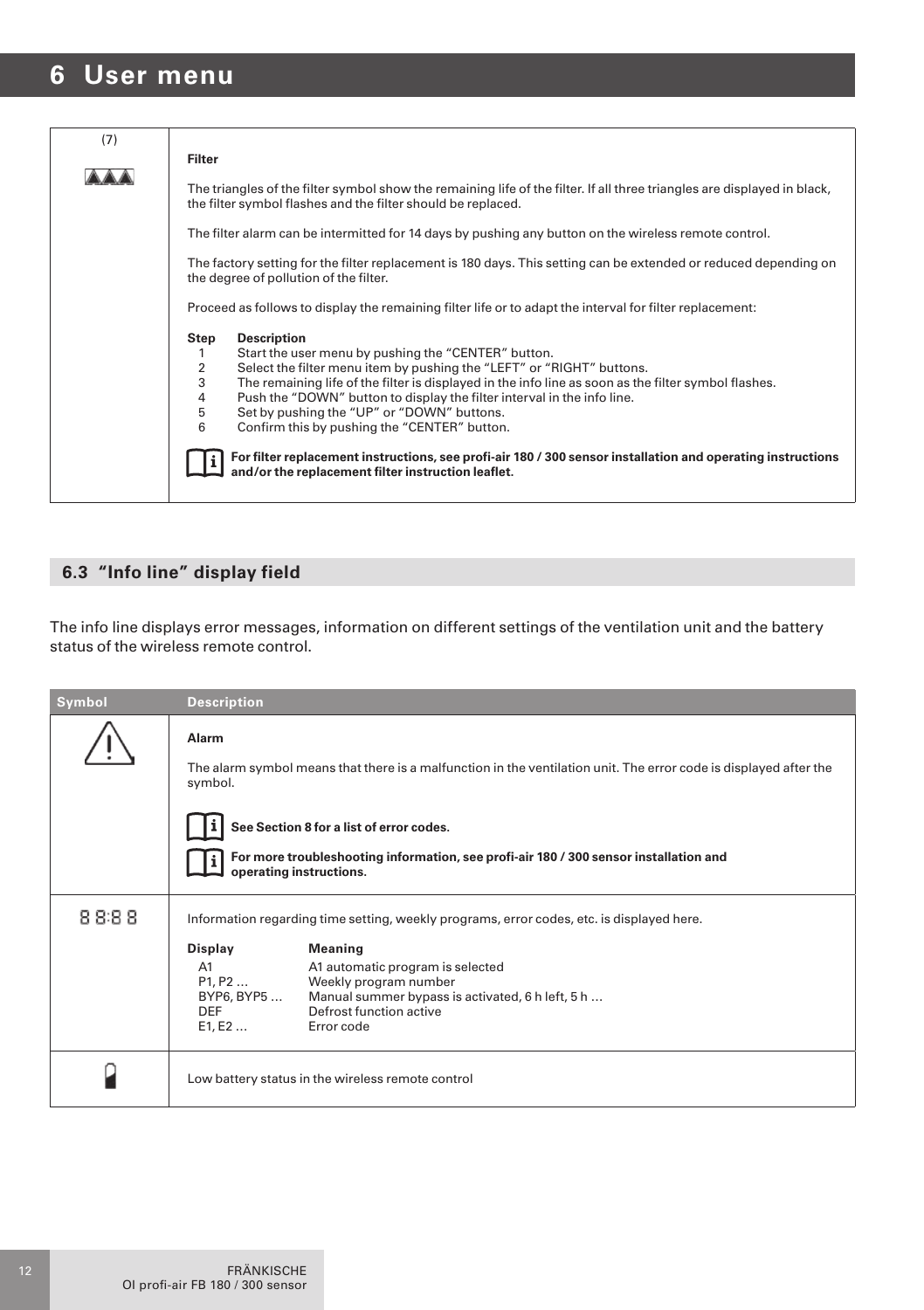# 6 User menu

| (7) | |
|---|---|
| ▲▲▲ | **Filter**<br><br>The triangles of the filter symbol show the remaining life of the filter. If all three triangles are displayed in black, the filter symbol flashes and the filter should be replaced.<br><br>The filter alarm can be intermitted for 14 days by pushing any button on the wireless remote control.<br><br>The factory setting for the filter replacement is 180 days. This setting can be extended or reduced depending on the degree of pollution of the filter.<br><br>Proceed as follows to display the remaining filter life or to adapt the interval for filter replacement:<br><br>**Step** **Description**<br>1 Start the user menu by pushing the "CENTER" button.<br>2 Select the filter menu item by pushing the "LEFT" or "RIGHT" buttons.<br>3 The remaining life of the filter is displayed in the info line as soon as the filter symbol flashes.<br>4 Push the "DOWN" button to display the filter interval in the info line.<br>5 Set by pushing the "UP" or "DOWN" buttons.<br>6 Confirm this by pushing the "CENTER" button.<br><br>**For filter replacement instructions, see profi-air 180 / 300 sensor installation and operating instructions and/or the replacement filter instruction leaflet.** |

## 6.3 "Info line" display field

The info line displays error messages, information on different settings of the ventilation unit and the battery status of the wireless remote control.

| Symbol | Description |
|---|---|
| ⚠ | **Alarm**<br><br>The alarm symbol means that there is a malfunction in the ventilation unit. The error code is displayed after the symbol.<br><br>**See Section 8 for a list of error codes.**<br><br>**For more troubleshooting information, see profi-air 180 / 300 sensor installation and operating instructions.** |
| 88:88 | Information regarding time setting, weekly programs, error codes, etc. is displayed here.<br><br>**Display** – **Meaning**<br>A1 – A1 automatic program is selected<br>P1, P2 … – Weekly program number<br>BYP6, BYP5 … – Manual summer bypass is activated, 6 h left, 5 h …<br>DEF – Defrost function active<br>E1, E2 … – Error code |
| (battery symbol) | Low battery status in the wireless remote control |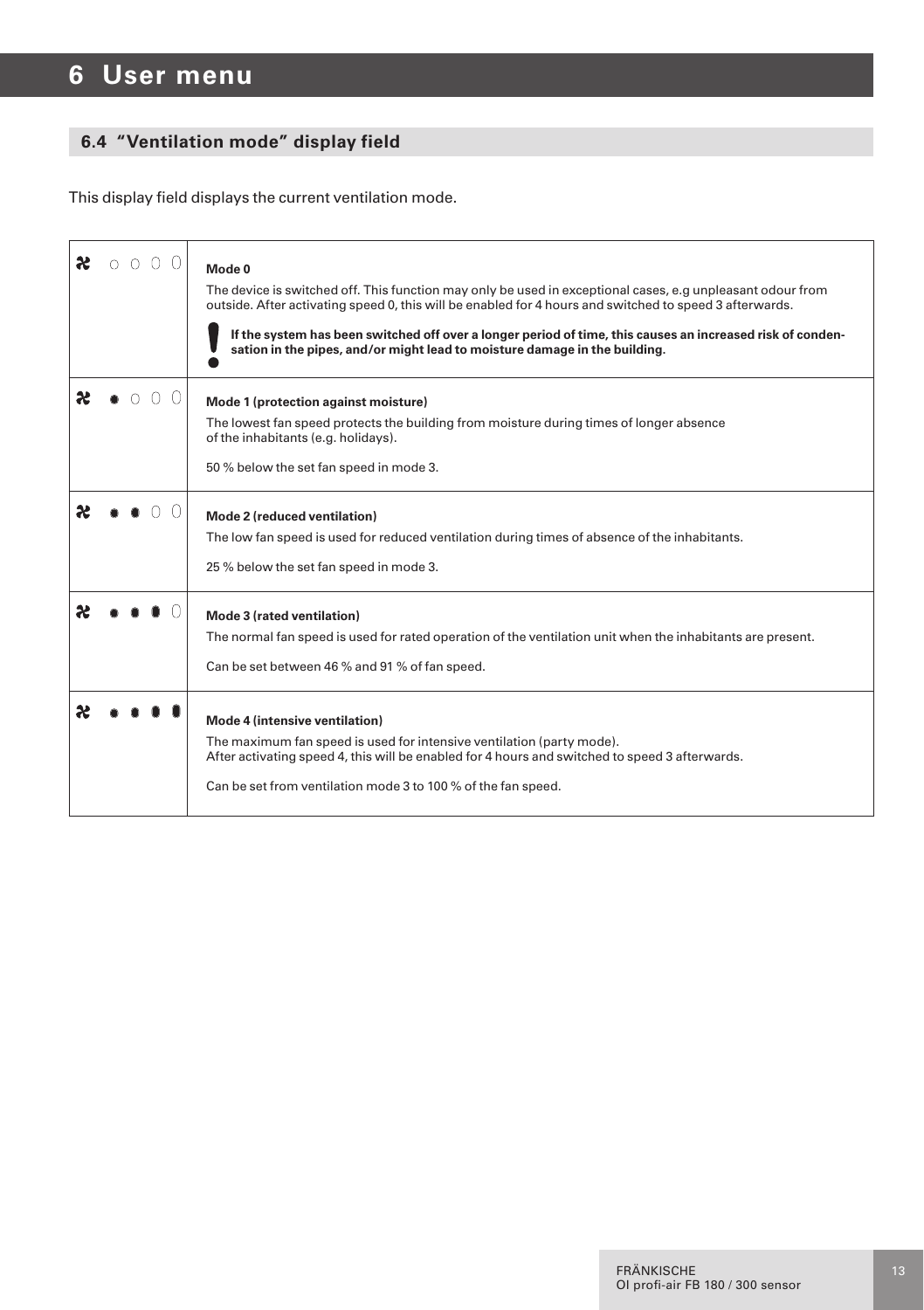# 6 User menu

## 6.4 "Ventilation mode" display field

This display field displays the current ventilation mode.

| Display | Description |
|---|---|
| ○ ○ ○ ○ | **Mode 0**<br>The device is switched off. This function may only be used in exceptional cases, e.g unpleasant odour from outside. After activating speed 0, this will be enabled for 4 hours and switched to speed 3 afterwards.<br>**If the system has been switched off over a longer period of time, this causes an increased risk of condensation in the pipes, and/or might lead to moisture damage in the building.** |
| ● ○ ○ ○ | **Mode 1 (protection against moisture)**<br>The lowest fan speed protects the building from moisture during times of longer absence of the inhabitants (e.g. holidays).<br>50 % below the set fan speed in mode 3. |
| ● ● ○ ○ | **Mode 2 (reduced ventilation)**<br>The low fan speed is used for reduced ventilation during times of absence of the inhabitants.<br>25 % below the set fan speed in mode 3. |
| ● ● ● ○ | **Mode 3 (rated ventilation)**<br>The normal fan speed is used for rated operation of the ventilation unit when the inhabitants are present.<br>Can be set between 46 % and 91 % of fan speed. |
| ● ● ● ● | **Mode 4 (intensive ventilation)**<br>The maximum fan speed is used for intensive ventilation (party mode).<br>After activating speed 4, this will be enabled for 4 hours and switched to speed 3 afterwards.<br>Can be set from ventilation mode 3 to 100 % of the fan speed. |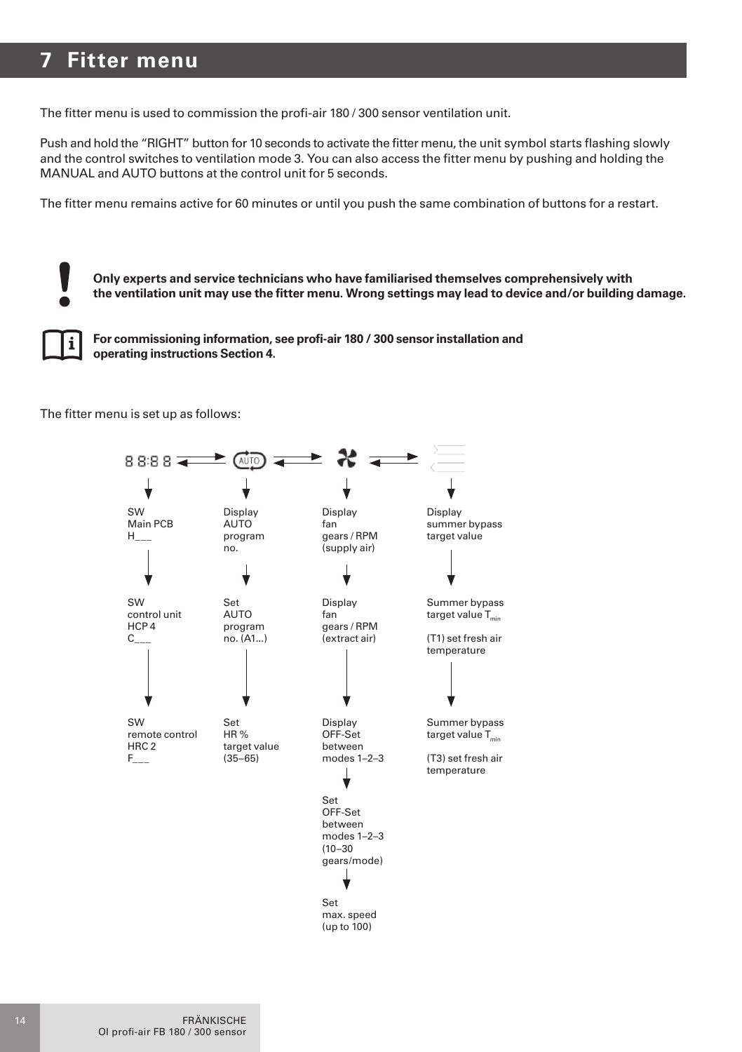# 7 Fitter menu

The fitter menu is used to commission the profi-air 180 / 300 sensor ventilation unit.

Push and hold the "RIGHT" button for 10 seconds to activate the fitter menu, the unit symbol starts flashing slowly and the control switches to ventilation mode 3. You can also access the fitter menu by pushing and holding the MANUAL and AUTO buttons at the control unit for 5 seconds.

The fitter menu remains active for 60 minutes or until you push the same combination of buttons for a restart.

**Only experts and service technicians who have familiarised themselves comprehensively with the ventilation unit may use the fitter menu. Wrong settings may lead to device and/or building damage.**

**For commissioning information, see profi-air 180 / 300 sensor installation and operating instructions Section 4.**

The fitter menu is set up as follows:

88:88 ⇄ AUTO ⇄ Fan ⇄ Summer bypass

| 88:88 | AUTO | Fan | Summer bypass |
|---|---|---|---|
| SW Main PCB H___ | Display AUTO program no. | Display fan gears / RPM (supply air) | Display summer bypass target value |
| ↓ | ↓ | ↓ | ↓ |
| SW control unit HCP 4 C___ | Set AUTO program no. (A1...) | Display fan gears / RPM (extract air) | Summer bypass target value $T_{min}$ (T1) set fresh air temperature |
| ↓ | ↓ | ↓ | ↓ |
| SW remote control HRC 2 F___ | Set HR % target value (35–65) | Display OFF-Set between modes 1–2–3 | Summer bypass target value $T_{min}$ (T3) set fresh air temperature |
| | | ↓ | |
| | | Set OFF-Set between modes 1–2–3 (10–30 gears/mode) | |
| | | ↓ | |
| | | Set max. speed (up to 100) | |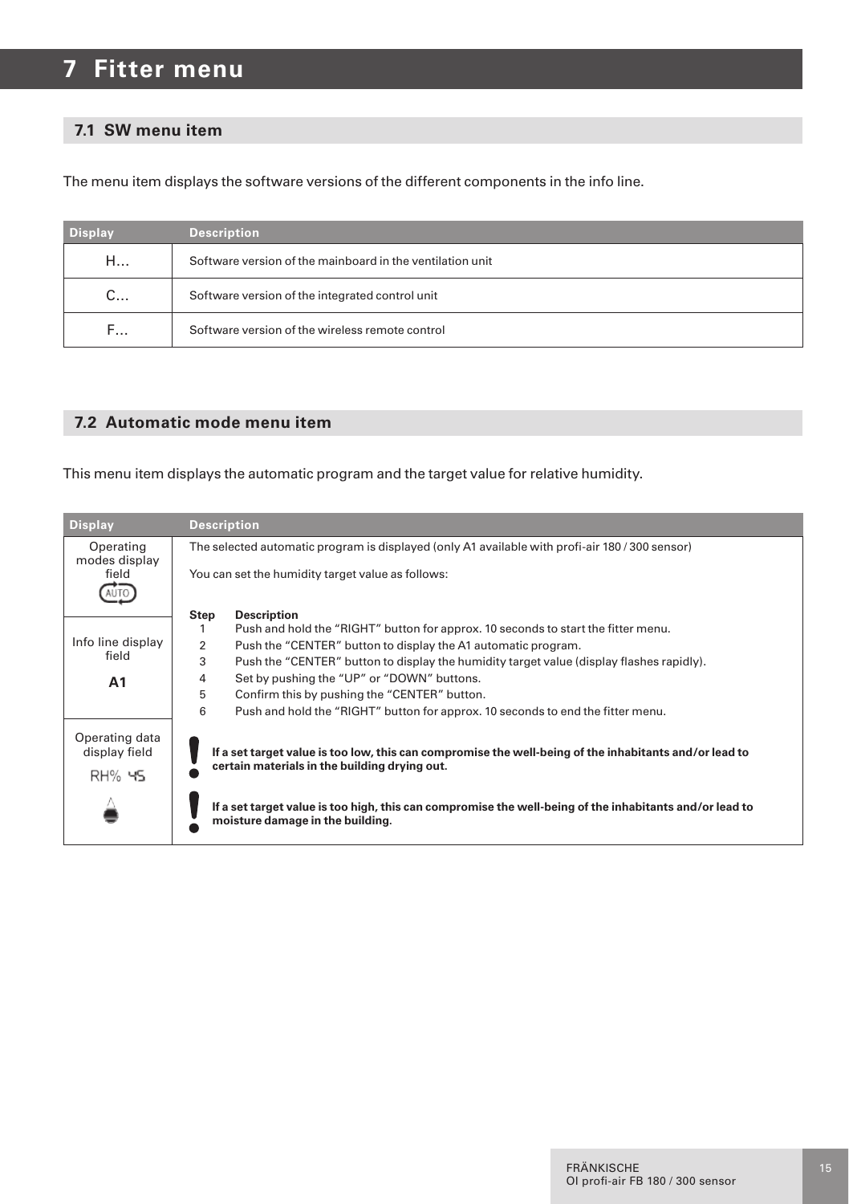# 7 Fitter menu

## 7.1 SW menu item

The menu item displays the software versions of the different components in the info line.

| Display | Description |
|---|---|
| H... | Software version of the mainboard in the ventilation unit |
| C... | Software version of the integrated control unit |
| F... | Software version of the wireless remote control |

## 7.2 Automatic mode menu item

This menu item displays the automatic program and the target value for relative humidity.

| Display | Description |
|---|---|
| Operating modes display field (AUTO) | The selected automatic program is displayed (only A1 available with profi-air 180 / 300 sensor)<br><br>You can set the humidity target value as follows: |
| Info line display field<br><br>**A1** | **Step** / **Description**<br>1 Push and hold the "RIGHT" button for approx. 10 seconds to start the fitter menu.<br>2 Push the "CENTER" button to display the A1 automatic program.<br>3 Push the "CENTER" button to display the humidity target value (display flashes rapidly).<br>4 Set by pushing the "UP" or "DOWN" buttons.<br>5 Confirm this by pushing the "CENTER" button.<br>6 Push and hold the "RIGHT" button for approx. 10 seconds to end the fitter menu. |
| Operating data display field<br><br>RH% 45 | **If a set target value is too low, this can compromise the well-being of the inhabitants and/or lead to certain materials in the building drying out.**<br><br>**If a set target value is too high, this can compromise the well-being of the inhabitants and/or lead to moisture damage in the building.** |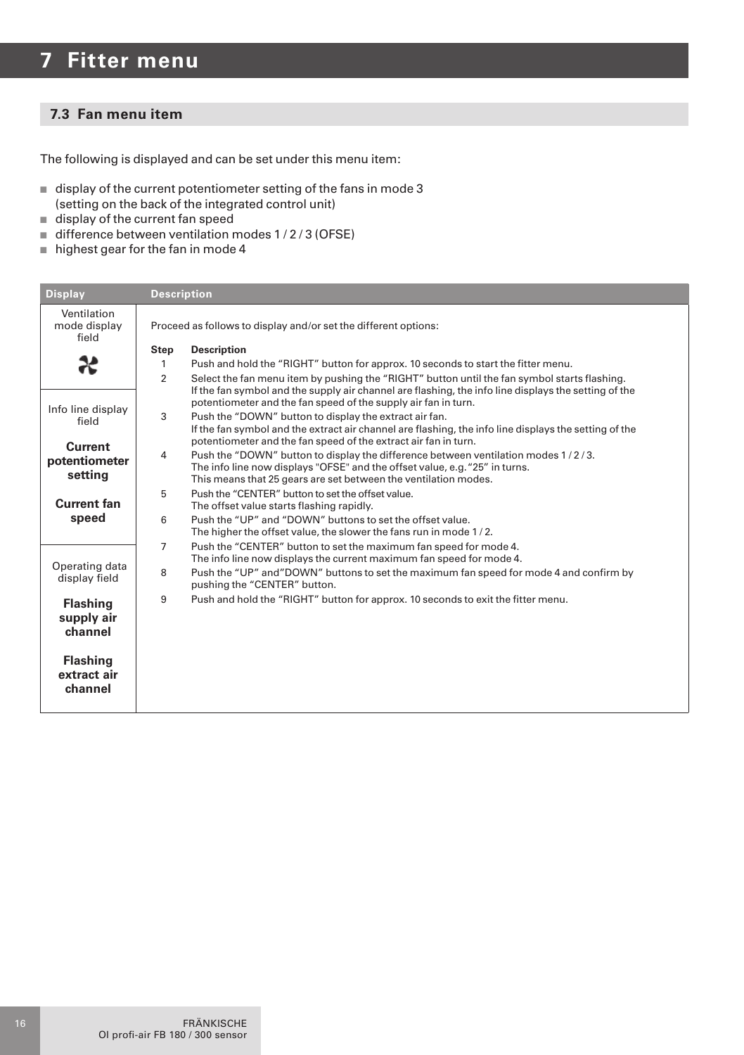# 7 Fitter menu

## 7.3 Fan menu item

The following is displayed and can be set under this menu item:

- display of the current potentiometer setting of the fans in mode 3 (setting on the back of the integrated control unit)
- display of the current fan speed
- difference between ventilation modes 1 / 2 / 3 (OFSE)
- highest gear for the fan in mode 4

| Display | Description |
|---|---|
| Ventilation mode display field | Proceed as follows to display and/or set the different options: |
| Info line display field<br>**Current potentiometer setting**<br>**Current fan speed** | **Step 1** Push and hold the “RIGHT” button for approx. 10 seconds to start the fitter menu.<br>**Step 2** Select the fan menu item by pushing the “RIGHT” button until the fan symbol starts flashing. If the fan symbol and the supply air channel are flashing, the info line displays the setting of the potentiometer and the fan speed of the supply air fan in turn.<br>**Step 3** Push the “DOWN” button to display the extract air fan. If the fan symbol and the extract air channel are flashing, the info line displays the setting of the potentiometer and the fan speed of the extract air fan in turn.<br>**Step 4** Push the “DOWN” button to display the difference between ventilation modes 1 / 2 / 3. The info line now displays "OFSE" and the offset value, e.g. “25” in turns. This means that 25 gears are set between the ventilation modes.<br>**Step 5** Push the “CENTER” button to set the offset value. The offset value starts flashing rapidly.<br>**Step 6** Push the “UP” and “DOWN” buttons to set the offset value. The higher the offset value, the slower the fans run in mode 1 / 2. |
| Operating data display field<br>**Flashing supply air channel**<br>**Flashing extract air channel** | **Step 7** Push the “CENTER” button to set the maximum fan speed for mode 4. The info line now displays the current maximum fan speed for mode 4.<br>**Step 8** Push the “UP” and”DOWN” buttons to set the maximum fan speed for mode 4 and confirm by pushing the “CENTER” button.<br>**Step 9** Push and hold the “RIGHT” button for approx. 10 seconds to exit the fitter menu. |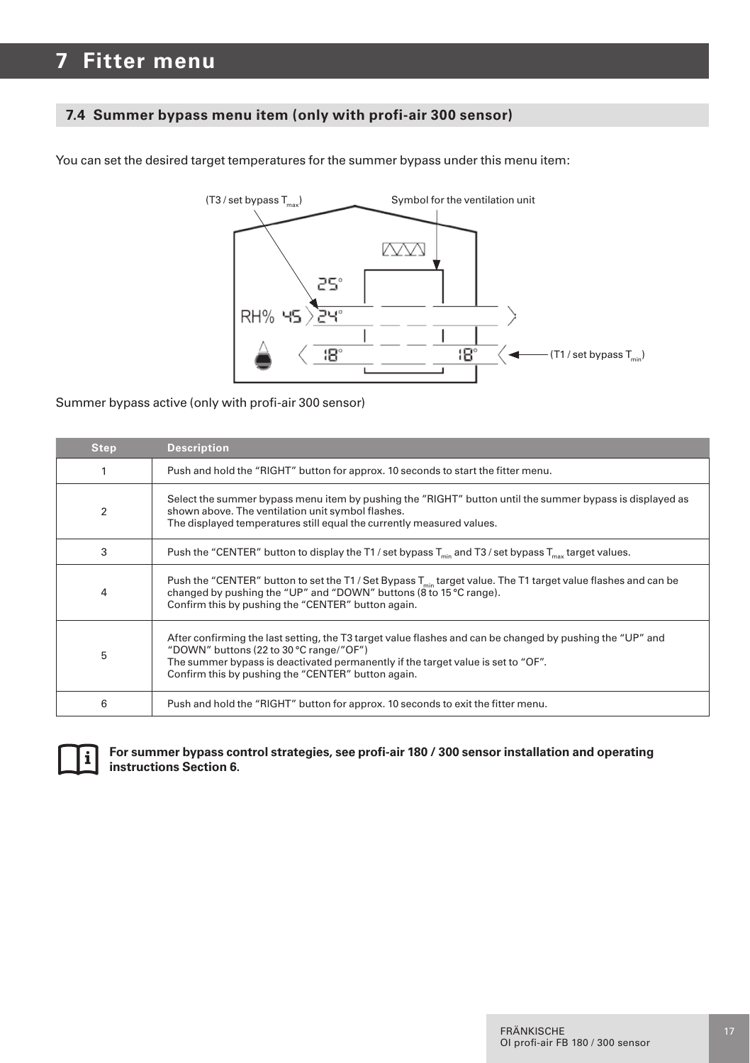# 7 Fitter menu

## 7.4 Summer bypass menu item (only with profi-air 300 sensor)

You can set the desired target temperatures for the summer bypass under this menu item:

(T3 / set bypass $T_{max}$)

Symbol for the ventilation unit

(T1 / set bypass $T_{min}$)

Summer bypass active (only with profi-air 300 sensor)

| Step | Description |
|---|---|
| 1 | Push and hold the “RIGHT” button for approx. 10 seconds to start the fitter menu. |
| 2 | Select the summer bypass menu item by pushing the ”RIGHT” button until the summer bypass is displayed as shown above. The ventilation unit symbol flashes.<br>The displayed temperatures still equal the currently measured values. |
| 3 | Push the “CENTER” button to display the T1 / set bypass $T_{min}$ and T3 / set bypass $T_{max}$ target values. |
| 4 | Push the “CENTER” button to set the T1 / Set Bypass $T_{min}$ target value. The T1 target value flashes and can be changed by pushing the “UP” and “DOWN” buttons (8 to 15 °C range).<br>Confirm this by pushing the “CENTER” button again. |
| 5 | After confirming the last setting, the T3 target value flashes and can be changed by pushing the “UP” and “DOWN” buttons (22 to 30 °C range/”OF”)<br>The summer bypass is deactivated permanently if the target value is set to “OF”.<br>Confirm this by pushing the “CENTER” button again. |
| 6 | Push and hold the “RIGHT” button for approx. 10 seconds to exit the fitter menu. |

**For summer bypass control strategies, see profi-air 180 / 300 sensor installation and operating instructions Section 6.**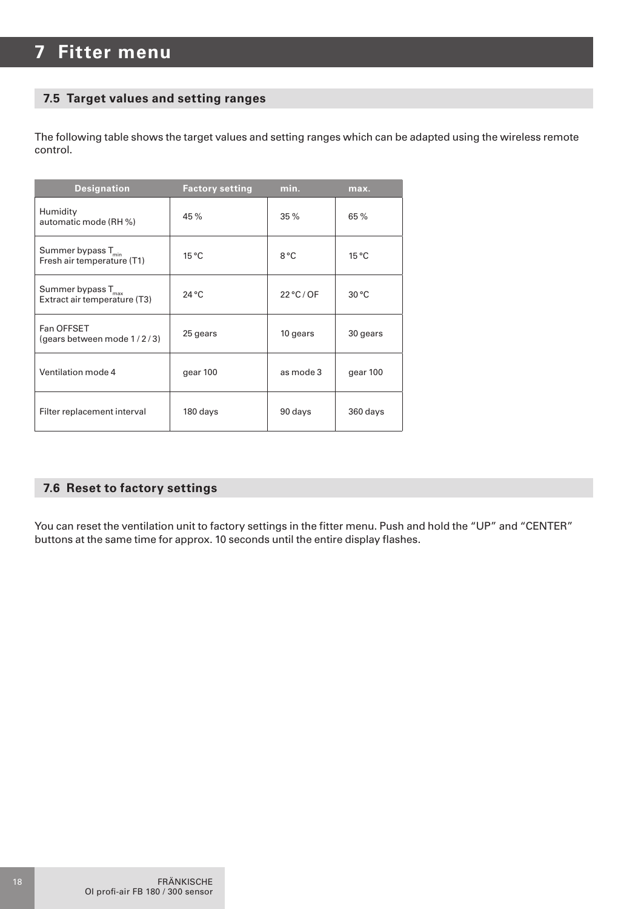# 7 Fitter menu

## 7.5 Target values and setting ranges

The following table shows the target values and setting ranges which can be adapted using the wireless remote control.

| Designation | Factory setting | min. | max. |
|---|---|---|---|
| Humidity automatic mode (RH %) | 45 % | 35 % | 65 % |
| Summer bypass $T_{min}$ Fresh air temperature (T1) | 15 °C | 8 °C | 15 °C |
| Summer bypass $T_{max}$ Extract air temperature (T3) | 24 °C | 22 °C / OF | 30 °C |
| Fan OFFSET (gears between mode 1 / 2 / 3) | 25 gears | 10 gears | 30 gears |
| Ventilation mode 4 | gear 100 | as mode 3 | gear 100 |
| Filter replacement interval | 180 days | 90 days | 360 days |

## 7.6 Reset to factory settings

You can reset the ventilation unit to factory settings in the fitter menu. Push and hold the "UP" and "CENTER" buttons at the same time for approx. 10 seconds until the entire display flashes.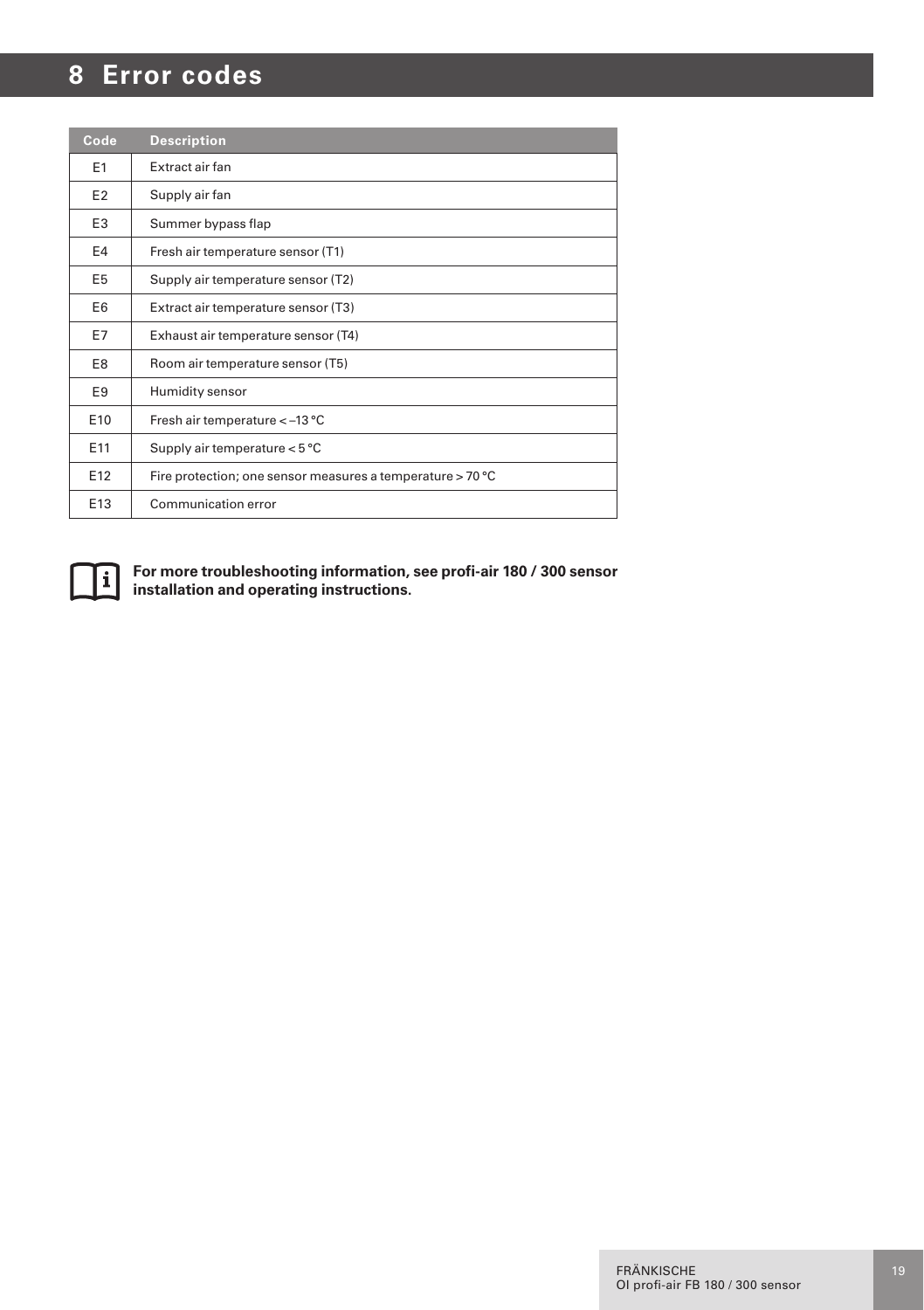# 8 Error codes

| Code | Description |
|---|---|
| E1 | Extract air fan |
| E2 | Supply air fan |
| E3 | Summer bypass flap |
| E4 | Fresh air temperature sensor (T1) |
| E5 | Supply air temperature sensor (T2) |
| E6 | Extract air temperature sensor (T3) |
| E7 | Exhaust air temperature sensor (T4) |
| E8 | Room air temperature sensor (T5) |
| E9 | Humidity sensor |
| E10 | Fresh air temperature < –13 °C |
| E11 | Supply air temperature < 5 °C |
| E12 | Fire protection; one sensor measures a temperature > 70 °C |
| E13 | Communication error |

**For more troubleshooting information, see profi-air 180 / 300 sensor installation and operating instructions.**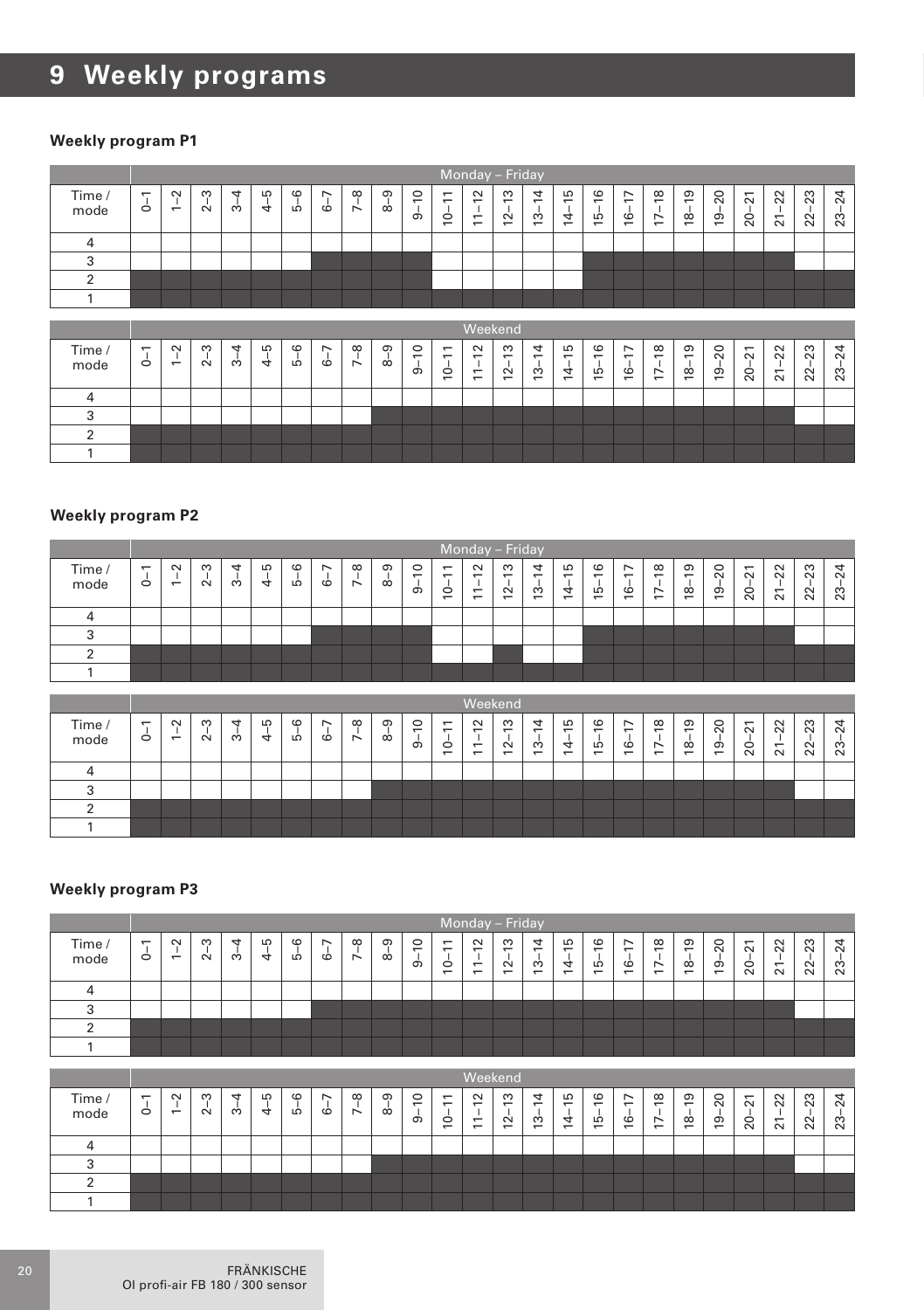# 9 Weekly programs

### Weekly program P1

| | Monday – Friday | | | | | | | | | | | | | | | | | | | | | | | |
|---|---|---|---|---|---|---|---|---|---|---|---|---|---|---|---|---|---|---|---|---|---|---|---|---|
| Time / mode | 0–1 | 1–2 | 2–3 | 3–4 | 4–5 | 5–6 | 6–7 | 7–8 | 8–9 | 9–10 | 10–11 | 11–12 | 12–13 | 13–14 | 14–15 | 15–16 | 16–17 | 17–18 | 18–19 | 19–20 | 20–21 | 21–22 | 22–23 | 23–24 |
| 4 | | | | | | | | | | | | | | | | | | | | | | | | |
| 3 | | | | | | | ■ | ■ | ■ | ■ | | | | | | ■ | ■ | ■ | ■ | ■ | ■ | ■ | | |
| 2 | ■ | ■ | ■ | ■ | ■ | ■ | ■ | ■ | ■ | ■ | | | | | | ■ | ■ | ■ | ■ | ■ | ■ | ■ | ■ | ■ |
| 1 | ■ | ■ | ■ | ■ | ■ | ■ | ■ | ■ | ■ | ■ | ■ | ■ | ■ | ■ | ■ | ■ | ■ | ■ | ■ | ■ | ■ | ■ | ■ | ■ |

| | Weekend | | | | | | | | | | | | | | | | | | | | | | | |
|---|---|---|---|---|---|---|---|---|---|---|---|---|---|---|---|---|---|---|---|---|---|---|---|---|
| Time / mode | 0–1 | 1–2 | 2–3 | 3–4 | 4–5 | 5–6 | 6–7 | 7–8 | 8–9 | 9–10 | 10–11 | 11–12 | 12–13 | 13–14 | 14–15 | 15–16 | 16–17 | 17–18 | 18–19 | 19–20 | 20–21 | 21–22 | 22–23 | 23–24 |
| 4 | | | | | | | | | | | | | | | | | | | | | | | | |
| 3 | | | | | | | | | ■ | ■ | ■ | ■ | ■ | ■ | ■ | ■ | ■ | ■ | ■ | ■ | ■ | ■ | | |
| 2 | ■ | ■ | ■ | ■ | ■ | ■ | ■ | ■ | ■ | ■ | ■ | ■ | ■ | ■ | ■ | ■ | ■ | ■ | ■ | ■ | ■ | ■ | ■ | ■ |
| 1 | ■ | ■ | ■ | ■ | ■ | ■ | ■ | ■ | ■ | ■ | ■ | ■ | ■ | ■ | ■ | ■ | ■ | ■ | ■ | ■ | ■ | ■ | ■ | ■ |

### Weekly program P2

| | Monday – Friday | | | | | | | | | | | | | | | | | | | | | | | |
|---|---|---|---|---|---|---|---|---|---|---|---|---|---|---|---|---|---|---|---|---|---|---|---|---|
| Time / mode | 0–1 | 1–2 | 2–3 | 3–4 | 4–5 | 5–6 | 6–7 | 7–8 | 8–9 | 9–10 | 10–11 | 11–12 | 12–13 | 13–14 | 14–15 | 15–16 | 16–17 | 17–18 | 18–19 | 19–20 | 20–21 | 21–22 | 22–23 | 23–24 |
| 4 | | | | | | | | | | | | | | | | | | | | | | | | |
| 3 | | | | | | | ■ | ■ | ■ | ■ | | | | | | ■ | ■ | ■ | ■ | ■ | ■ | ■ | | |
| 2 | ■ | ■ | ■ | ■ | ■ | ■ | ■ | ■ | ■ | ■ | | | ■ | | | ■ | ■ | ■ | ■ | ■ | ■ | ■ | ■ | ■ |
| 1 | ■ | ■ | ■ | ■ | ■ | ■ | ■ | ■ | ■ | ■ | ■ | ■ | ■ | ■ | ■ | ■ | ■ | ■ | ■ | ■ | ■ | ■ | ■ | ■ |

| | Weekend | | | | | | | | | | | | | | | | | | | | | | | |
|---|---|---|---|---|---|---|---|---|---|---|---|---|---|---|---|---|---|---|---|---|---|---|---|---|
| Time / mode | 0–1 | 1–2 | 2–3 | 3–4 | 4–5 | 5–6 | 6–7 | 7–8 | 8–9 | 9–10 | 10–11 | 11–12 | 12–13 | 13–14 | 14–15 | 15–16 | 16–17 | 17–18 | 18–19 | 19–20 | 20–21 | 21–22 | 22–23 | 23–24 |
| 4 | | | | | | | | | | | | | | | | | | | | | | | | |
| 3 | | | | | | | | | ■ | ■ | ■ | ■ | ■ | ■ | ■ | ■ | ■ | ■ | ■ | ■ | ■ | ■ | | |
| 2 | ■ | ■ | ■ | ■ | ■ | ■ | ■ | ■ | ■ | ■ | ■ | ■ | ■ | ■ | ■ | ■ | ■ | ■ | ■ | ■ | ■ | ■ | ■ | ■ |
| 1 | ■ | ■ | ■ | ■ | ■ | ■ | ■ | ■ | ■ | ■ | ■ | ■ | ■ | ■ | ■ | ■ | ■ | ■ | ■ | ■ | ■ | ■ | ■ | ■ |

### Weekly program P3

| | Monday – Friday | | | | | | | | | | | | | | | | | | | | | | | |
|---|---|---|---|---|---|---|---|---|---|---|---|---|---|---|---|---|---|---|---|---|---|---|---|---|
| Time / mode | 0–1 | 1–2 | 2–3 | 3–4 | 4–5 | 5–6 | 6–7 | 7–8 | 8–9 | 9–10 | 10–11 | 11–12 | 12–13 | 13–14 | 14–15 | 15–16 | 16–17 | 17–18 | 18–19 | 19–20 | 20–21 | 21–22 | 22–23 | 23–24 |
| 4 | | | | | | | | | | | | | | | | | | | | | | | | |
| 3 | | | | | | | ■ | ■ | ■ | ■ | ■ | ■ | ■ | ■ | ■ | ■ | ■ | ■ | ■ | ■ | ■ | ■ | | |
| 2 | ■ | ■ | ■ | ■ | ■ | ■ | ■ | ■ | ■ | ■ | ■ | ■ | ■ | ■ | ■ | ■ | ■ | ■ | ■ | ■ | ■ | ■ | ■ | ■ |
| 1 | ■ | ■ | ■ | ■ | ■ | ■ | ■ | ■ | ■ | ■ | ■ | ■ | ■ | ■ | ■ | ■ | ■ | ■ | ■ | ■ | ■ | ■ | ■ | ■ |

| | Weekend | | | | | | | | | | | | | | | | | | | | | | | |
|---|---|---|---|---|---|---|---|---|---|---|---|---|---|---|---|---|---|---|---|---|---|---|---|---|
| Time / mode | 0–1 | 1–2 | 2–3 | 3–4 | 4–5 | 5–6 | 6–7 | 7–8 | 8–9 | 9–10 | 10–11 | 11–12 | 12–13 | 13–14 | 14–15 | 15–16 | 16–17 | 17–18 | 18–19 | 19–20 | 20–21 | 21–22 | 22–23 | 23–24 |
| 4 | | | | | | | | | | | | | | | | | | | | | | | | |
| 3 | | | | | | | | | ■ | ■ | ■ | ■ | ■ | ■ | ■ | ■ | ■ | ■ | ■ | ■ | ■ | ■ | | |
| 2 | ■ | ■ | ■ | ■ | ■ | ■ | ■ | ■ | ■ | ■ | ■ | ■ | ■ | ■ | ■ | ■ | ■ | ■ | ■ | ■ | ■ | ■ | ■ | ■ |
| 1 | ■ | ■ | ■ | ■ | ■ | ■ | ■ | ■ | ■ | ■ | ■ | ■ | ■ | ■ | ■ | ■ | ■ | ■ | ■ | ■ | ■ | ■ | ■ | ■ |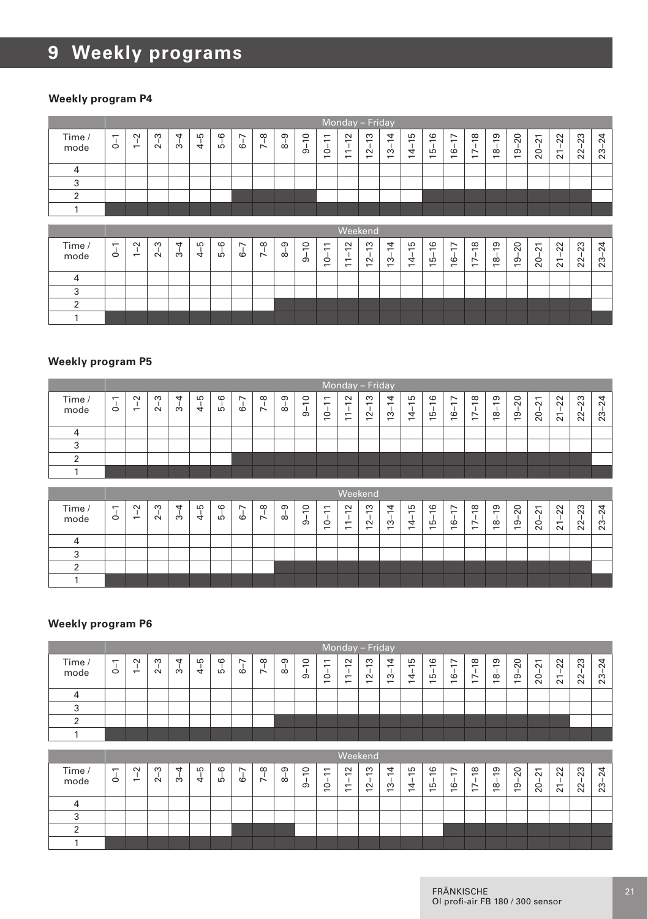# 9 Weekly programs

### Weekly program P4

| | Monday – Friday | | | | | | | | | | | | | | | | | | | | | | | |
|---|---|---|---|---|---|---|---|---|---|---|---|---|---|---|---|---|---|---|---|---|---|---|---|---|
| Time / mode | 0–1 | 1–2 | 2–3 | 3–4 | 4–5 | 5–6 | 6–7 | 7–8 | 8–9 | 9–10 | 10–11 | 11–12 | 12–13 | 13–14 | 14–15 | 15–16 | 16–17 | 17–18 | 18–19 | 19–20 | 20–21 | 21–22 | 22–23 | 23–24 |
| 4 | | | | | | | | | | | | | | | | | | | | | | | | |
| 3 | | | | | | | | | | | | | | | | | | | | | | | | |
| 2 | | | | | | | ■ | ■ | ■ | ■ | | | | | | ■ | ■ | ■ | ■ | ■ | ■ | ■ | ■ | |
| 1 | ■ | ■ | ■ | ■ | ■ | ■ | ■ | ■ | ■ | ■ | ■ | ■ | ■ | ■ | ■ | ■ | ■ | ■ | ■ | ■ | ■ | ■ | ■ | ■ |

| | Weekend | | | | | | | | | | | | | | | | | | | | | | | |
|---|---|---|---|---|---|---|---|---|---|---|---|---|---|---|---|---|---|---|---|---|---|---|---|---|
| Time / mode | 0–1 | 1–2 | 2–3 | 3–4 | 4–5 | 5–6 | 6–7 | 7–8 | 8–9 | 9–10 | 10–11 | 11–12 | 12–13 | 13–14 | 14–15 | 15–16 | 16–17 | 17–18 | 18–19 | 19–20 | 20–21 | 21–22 | 22–23 | 23–24 |
| 4 | | | | | | | | | | | | | | | | | | | | | | | | |
| 3 | | | | | | | | | | | | | | | | | | | | | | | | |
| 2 | | | | | | | | | ■ | ■ | ■ | ■ | ■ | ■ | ■ | ■ | ■ | ■ | ■ | ■ | ■ | ■ | ■ | |
| 1 | ■ | ■ | ■ | ■ | ■ | ■ | ■ | ■ | ■ | ■ | ■ | ■ | ■ | ■ | ■ | ■ | ■ | ■ | ■ | ■ | ■ | ■ | ■ | ■ |

### Weekly program P5

| | Monday – Friday | | | | | | | | | | | | | | | | | | | | | | | |
|---|---|---|---|---|---|---|---|---|---|---|---|---|---|---|---|---|---|---|---|---|---|---|---|---|
| Time / mode | 0–1 | 1–2 | 2–3 | 3–4 | 4–5 | 5–6 | 6–7 | 7–8 | 8–9 | 9–10 | 10–11 | 11–12 | 12–13 | 13–14 | 14–15 | 15–16 | 16–17 | 17–18 | 18–19 | 19–20 | 20–21 | 21–22 | 22–23 | 23–24 |
| 4 | | | | | | | | | | | | | | | | | | | | | | | | |
| 3 | | | | | | | | | | | | | | | | | | | | | | | | |
| 2 | | | | | | | ■ | ■ | ■ | ■ | ■ | ■ | ■ | ■ | ■ | ■ | ■ | ■ | ■ | ■ | ■ | ■ | ■ | |
| 1 | ■ | ■ | ■ | ■ | ■ | ■ | ■ | ■ | ■ | ■ | ■ | ■ | ■ | ■ | ■ | ■ | ■ | ■ | ■ | ■ | ■ | ■ | ■ | ■ |

| | Weekend | | | | | | | | | | | | | | | | | | | | | | | |
|---|---|---|---|---|---|---|---|---|---|---|---|---|---|---|---|---|---|---|---|---|---|---|---|---|
| Time / mode | 0–1 | 1–2 | 2–3 | 3–4 | 4–5 | 5–6 | 6–7 | 7–8 | 8–9 | 9–10 | 10–11 | 11–12 | 12–13 | 13–14 | 14–15 | 15–16 | 16–17 | 17–18 | 18–19 | 19–20 | 20–21 | 21–22 | 22–23 | 23–24 |
| 4 | | | | | | | | | | | | | | | | | | | | | | | | |
| 3 | | | | | | | | | | | | | | | | | | | | | | | | |
| 2 | | | | | | | | | ■ | ■ | ■ | ■ | ■ | ■ | ■ | ■ | ■ | ■ | ■ | ■ | ■ | ■ | ■ | |
| 1 | ■ | ■ | ■ | ■ | ■ | ■ | ■ | ■ | ■ | ■ | ■ | ■ | ■ | ■ | ■ | ■ | ■ | ■ | ■ | ■ | ■ | ■ | ■ | ■ |

### Weekly program P6

| | Monday – Friday | | | | | | | | | | | | | | | | | | | | | | | |
|---|---|---|---|---|---|---|---|---|---|---|---|---|---|---|---|---|---|---|---|---|---|---|---|---|
| Time / mode | 0–1 | 1–2 | 2–3 | 3–4 | 4–5 | 5–6 | 6–7 | 7–8 | 8–9 | 9–10 | 10–11 | 11–12 | 12–13 | 13–14 | 14–15 | 15–16 | 16–17 | 17–18 | 18–19 | 19–20 | 20–21 | 21–22 | 22–23 | 23–24 |
| 4 | | | | | | | | | | | | | | | | | | | | | | | | |
| 3 | | | | | | | | | | | | | | | | | | | | | | | | |
| 2 | | | | | | | | | ■ | ■ | ■ | ■ | ■ | ■ | ■ | ■ | ■ | ■ | ■ | ■ | ■ | ■ | | |
| 1 | ■ | ■ | ■ | ■ | ■ | ■ | ■ | ■ | ■ | ■ | ■ | ■ | ■ | ■ | ■ | ■ | ■ | ■ | ■ | ■ | ■ | ■ | ■ | ■ |

| | Weekend | | | | | | | | | | | | | | | | | | | | | | | |
|---|---|---|---|---|---|---|---|---|---|---|---|---|---|---|---|---|---|---|---|---|---|---|---|---|
| Time / mode | 0–1 | 1–2 | 2–3 | 3–4 | 4–5 | 5–6 | 6–7 | 7–8 | 8–9 | 9–10 | 10–11 | 11–12 | 12–13 | 13–14 | 14–15 | 15–16 | 16–17 | 17–18 | 18–19 | 19–20 | 20–21 | 21–22 | 22–23 | 23–24 |
| 4 | | | | | | | | | | | | | | | | | | | | | | | | |
| 3 | | | | | | | | | | | | | | | | | | | | | | | | |
| 2 | | | | | | | ■ | ■ | ■ | | | | | | | | ■ | ■ | ■ | ■ | ■ | ■ | ■ | ■ |
| 1 | ■ | ■ | ■ | ■ | ■ | ■ | ■ | ■ | ■ | ■ | ■ | ■ | ■ | ■ | ■ | ■ | ■ | ■ | ■ | ■ | ■ | ■ | ■ | ■ |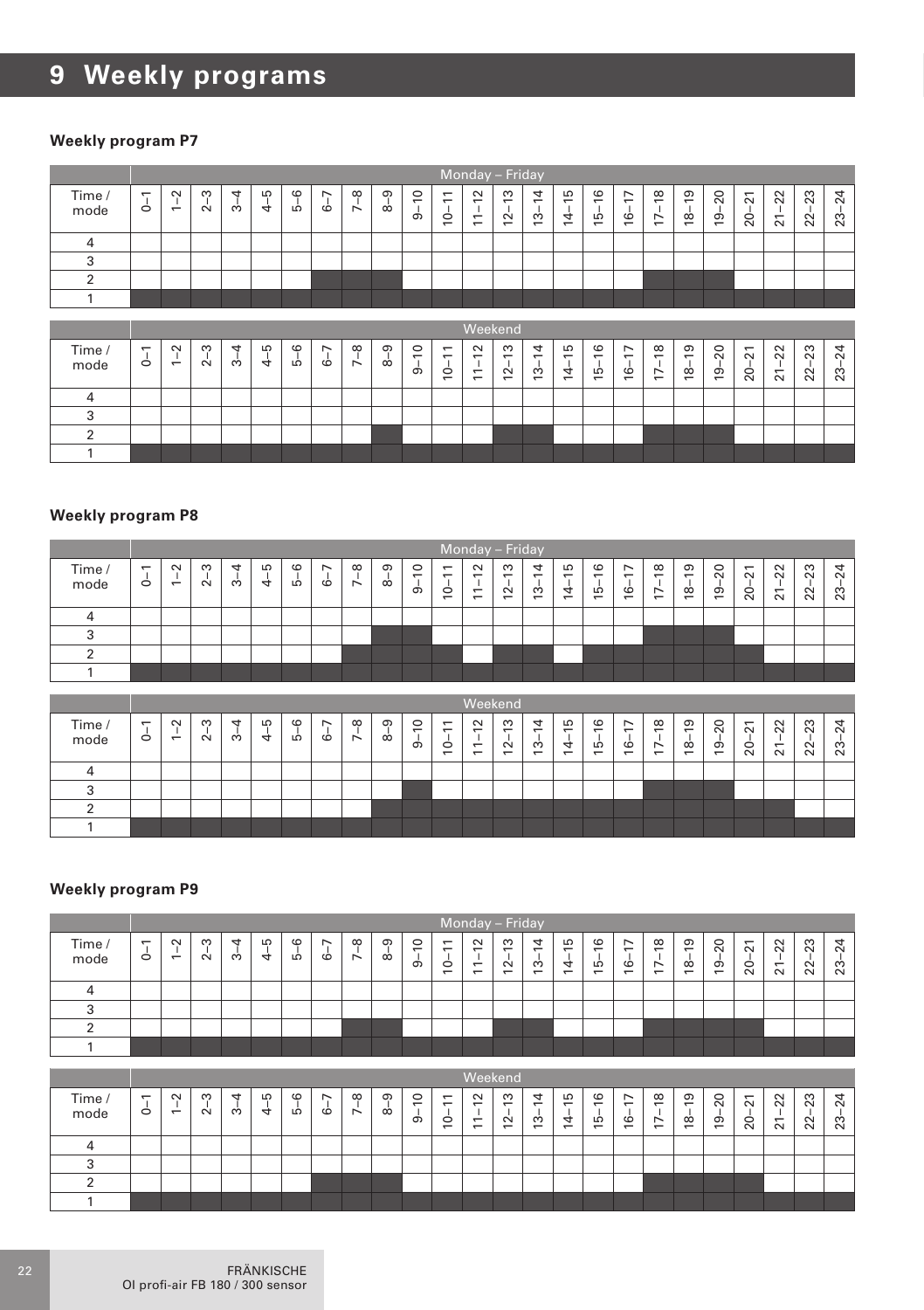# 9 Weekly programs

### Weekly program P7

| Time / mode | Monday – Friday | | | | | | | | | | | | | | | | | | | | | | | |
|---|---|---|---|---|---|---|---|---|---|---|---|---|---|---|---|---|---|---|---|---|---|---|---|---|
| | 0–1 | 1–2 | 2–3 | 3–4 | 4–5 | 5–6 | 6–7 | 7–8 | 8–9 | 9–10 | 10–11 | 11–12 | 12–13 | 13–14 | 14–15 | 15–16 | 16–17 | 17–18 | 18–19 | 19–20 | 20–21 | 21–22 | 22–23 | 23–24 |
| 4 | | | | | | | | | | | | | | | | | | | | | | | | |
| 3 | | | | | | | | | | | | | | | | | | | | | | | | |
| 2 | | | | | | | ■ | ■ | ■ | | | | | | | | | ■ | ■ | ■ | | | | |
| 1 | ■ | ■ | ■ | ■ | ■ | ■ | ■ | ■ | ■ | ■ | ■ | ■ | ■ | ■ | ■ | ■ | ■ | ■ | ■ | ■ | ■ | ■ | ■ | ■ |

| Time / mode | Weekend | | | | | | | | | | | | | | | | | | | | | | | |
|---|---|---|---|---|---|---|---|---|---|---|---|---|---|---|---|---|---|---|---|---|---|---|---|---|
| | 0–1 | 1–2 | 2–3 | 3–4 | 4–5 | 5–6 | 6–7 | 7–8 | 8–9 | 9–10 | 10–11 | 11–12 | 12–13 | 13–14 | 14–15 | 15–16 | 16–17 | 17–18 | 18–19 | 19–20 | 20–21 | 21–22 | 22–23 | 23–24 |
| 4 | | | | | | | | | | | | | | | | | | | | | | | | |
| 3 | | | | | | | | | | | | | | | | | | | | | | | | |
| 2 | | | | | | | | | ■ | | | | ■ | ■ | | | | ■ | ■ | ■ | | | | |
| 1 | ■ | ■ | ■ | ■ | ■ | ■ | ■ | ■ | ■ | ■ | ■ | ■ | ■ | ■ | ■ | ■ | ■ | ■ | ■ | ■ | ■ | ■ | ■ | ■ |

### Weekly program P8

| Time / mode | Monday – Friday | | | | | | | | | | | | | | | | | | | | | | | |
|---|---|---|---|---|---|---|---|---|---|---|---|---|---|---|---|---|---|---|---|---|---|---|---|---|
| | 0–1 | 1–2 | 2–3 | 3–4 | 4–5 | 5–6 | 6–7 | 7–8 | 8–9 | 9–10 | 10–11 | 11–12 | 12–13 | 13–14 | 14–15 | 15–16 | 16–17 | 17–18 | 18–19 | 19–20 | 20–21 | 21–22 | 22–23 | 23–24 |
| 4 | | | | | | | | | | | | | | | | | | | | | | | | |
| 3 | | | | | | | | | ■ | ■ | | | | | | | | ■ | ■ | ■ | | | | |
| 2 | | | | | | | | ■ | ■ | ■ | ■ | | ■ | ■ | | ■ | ■ | ■ | ■ | ■ | ■ | | | |
| 1 | ■ | ■ | ■ | ■ | ■ | ■ | ■ | ■ | ■ | ■ | ■ | ■ | ■ | ■ | ■ | ■ | ■ | ■ | ■ | ■ | ■ | ■ | ■ | ■ |

| Time / mode | Weekend | | | | | | | | | | | | | | | | | | | | | | | |
|---|---|---|---|---|---|---|---|---|---|---|---|---|---|---|---|---|---|---|---|---|---|---|---|---|
| | 0–1 | 1–2 | 2–3 | 3–4 | 4–5 | 5–6 | 6–7 | 7–8 | 8–9 | 9–10 | 10–11 | 11–12 | 12–13 | 13–14 | 14–15 | 15–16 | 16–17 | 17–18 | 18–19 | 19–20 | 20–21 | 21–22 | 22–23 | 23–24 |
| 4 | | | | | | | | | | | | | | | | | | | | | | | | |
| 3 | | | | | | | | | | ■ | | | | | | | | ■ | ■ | ■ | | | | |
| 2 | | | | | | | | | ■ | ■ | ■ | ■ | ■ | ■ | ■ | ■ | ■ | ■ | ■ | ■ | ■ | ■ | | |
| 1 | ■ | ■ | ■ | ■ | ■ | ■ | ■ | ■ | ■ | ■ | ■ | ■ | ■ | ■ | ■ | ■ | ■ | ■ | ■ | ■ | ■ | ■ | ■ | ■ |

### Weekly program P9

| Time / mode | Monday – Friday | | | | | | | | | | | | | | | | | | | | | | | |
|---|---|---|---|---|---|---|---|---|---|---|---|---|---|---|---|---|---|---|---|---|---|---|---|---|
| | 0–1 | 1–2 | 2–3 | 3–4 | 4–5 | 5–6 | 6–7 | 7–8 | 8–9 | 9–10 | 10–11 | 11–12 | 12–13 | 13–14 | 14–15 | 15–16 | 16–17 | 17–18 | 18–19 | 19–20 | 20–21 | 21–22 | 22–23 | 23–24 |
| 4 | | | | | | | | | | | | | | | | | | | | | | | | |
| 3 | | | | | | | | | | | | | | | | | | | | | | | | |
| 2 | | | | | | | | ■ | ■ | | | | ■ | ■ | | | | ■ | ■ | ■ | ■ | | | |
| 1 | ■ | ■ | ■ | ■ | ■ | ■ | ■ | ■ | ■ | ■ | ■ | ■ | ■ | ■ | ■ | ■ | ■ | ■ | ■ | ■ | ■ | ■ | ■ | ■ |

| Time / mode | Weekend | | | | | | | | | | | | | | | | | | | | | | | |
|---|---|---|---|---|---|---|---|---|---|---|---|---|---|---|---|---|---|---|---|---|---|---|---|---|
| | 0–1 | 1–2 | 2–3 | 3–4 | 4–5 | 5–6 | 6–7 | 7–8 | 8–9 | 9–10 | 10–11 | 11–12 | 12–13 | 13–14 | 14–15 | 15–16 | 16–17 | 17–18 | 18–19 | 19–20 | 20–21 | 21–22 | 22–23 | 23–24 |
| 4 | | | | | | | | | | | | | | | | | | | | | | | | |
| 3 | | | | | | | | | | | | | | | | | | | | | | | | |
| 2 | | | | | | | ■ | ■ | ■ | | | | | | | | | ■ | ■ | ■ | ■ | | | |
| 1 | ■ | ■ | ■ | ■ | ■ | ■ | ■ | ■ | ■ | ■ | ■ | ■ | ■ | ■ | ■ | ■ | ■ | ■ | ■ | ■ | ■ | ■ | ■ | ■ |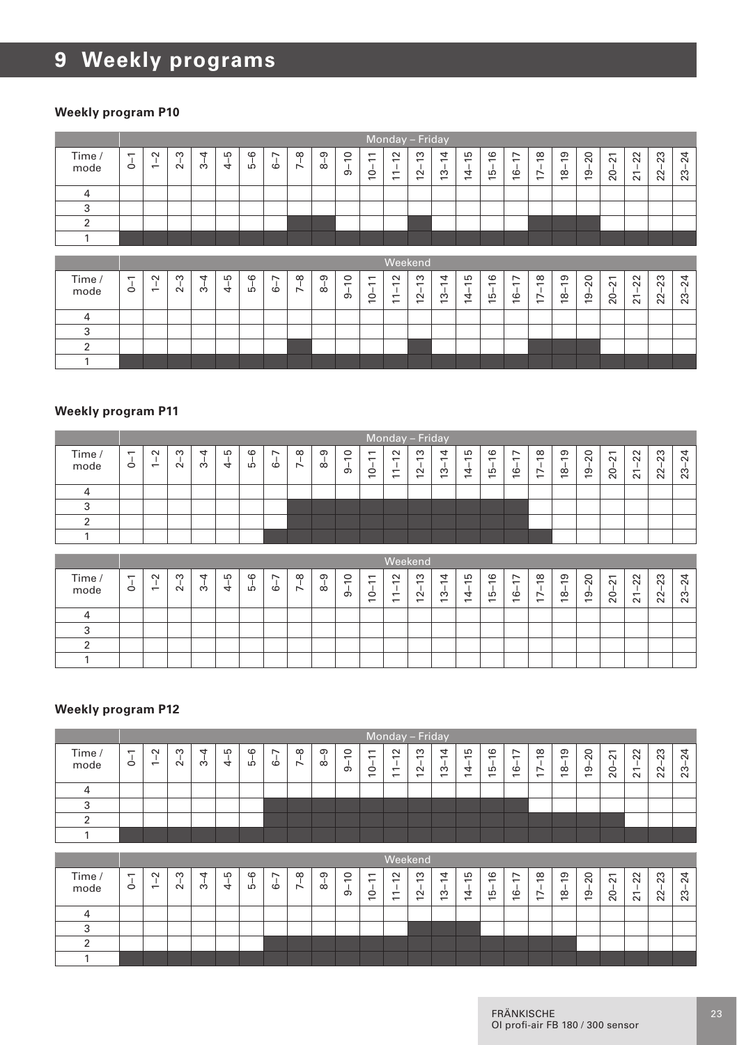# 9 Weekly programs

### Weekly program P10

| | Monday – Friday | | | | | | | | | | | | | | | | | | | | | | | |
|---|---|---|---|---|---|---|---|---|---|---|---|---|---|---|---|---|---|---|---|---|---|---|---|---|
| Time / mode | 0–1 | 1–2 | 2–3 | 3–4 | 4–5 | 5–6 | 6–7 | 7–8 | 8–9 | 9–10 | 10–11 | 11–12 | 12–13 | 13–14 | 14–15 | 15–16 | 16–17 | 17–18 | 18–19 | 19–20 | 20–21 | 21–22 | 22–23 | 23–24 |
| 4 | | | | | | | | | | | | | | | | | | | | | | | | |
| 3 | | | | | | | | | | | | | | | | | | | | | | | | |
| 2 | | | | | | | | ■ | ■ | | | | ■ | | | | | ■ | ■ | ■ | | | | |
| 1 | ■ | ■ | ■ | ■ | ■ | ■ | ■ | ■ | ■ | ■ | ■ | ■ | ■ | ■ | ■ | ■ | ■ | ■ | ■ | ■ | ■ | ■ | ■ | ■ |

| | Weekend | | | | | | | | | | | | | | | | | | | | | | | |
|---|---|---|---|---|---|---|---|---|---|---|---|---|---|---|---|---|---|---|---|---|---|---|---|---|
| Time / mode | 0–1 | 1–2 | 2–3 | 3–4 | 4–5 | 5–6 | 6–7 | 7–8 | 8–9 | 9–10 | 10–11 | 11–12 | 12–13 | 13–14 | 14–15 | 15–16 | 16–17 | 17–18 | 18–19 | 19–20 | 20–21 | 21–22 | 22–23 | 23–24 |
| 4 | | | | | | | | | | | | | | | | | | | | | | | | |
| 3 | | | | | | | | | | | | | | | | | | | | | | | | |
| 2 | | | | | | | | ■ | | | | | ■ | | | | | ■ | ■ | ■ | | | | |
| 1 | ■ | ■ | ■ | ■ | ■ | ■ | ■ | ■ | ■ | ■ | ■ | ■ | ■ | ■ | ■ | ■ | ■ | ■ | ■ | ■ | ■ | ■ | ■ | ■ |

### Weekly program P11

| | Monday – Friday | | | | | | | | | | | | | | | | | | | | | | | |
|---|---|---|---|---|---|---|---|---|---|---|---|---|---|---|---|---|---|---|---|---|---|---|---|---|
| Time / mode | 0–1 | 1–2 | 2–3 | 3–4 | 4–5 | 5–6 | 6–7 | 7–8 | 8–9 | 9–10 | 10–11 | 11–12 | 12–13 | 13–14 | 14–15 | 15–16 | 16–17 | 17–18 | 18–19 | 19–20 | 20–21 | 21–22 | 22–23 | 23–24 |
| 4 | | | | | | | | | | | | | | | | | | | | | | | | |
| 3 | | | | | | | | ■ | ■ | ■ | ■ | ■ | ■ | ■ | ■ | ■ | ■ | | | | | | | |
| 2 | | | | | | | | ■ | ■ | ■ | ■ | ■ | ■ | ■ | ■ | ■ | ■ | | | | | | | |
| 1 | | | | | | | ■ | ■ | ■ | ■ | ■ | ■ | ■ | ■ | ■ | ■ | ■ | ■ | | | | | | |

| | Weekend | | | | | | | | | | | | | | | | | | | | | | | |
|---|---|---|---|---|---|---|---|---|---|---|---|---|---|---|---|---|---|---|---|---|---|---|---|---|
| Time / mode | 0–1 | 1–2 | 2–3 | 3–4 | 4–5 | 5–6 | 6–7 | 7–8 | 8–9 | 9–10 | 10–11 | 11–12 | 12–13 | 13–14 | 14–15 | 15–16 | 16–17 | 17–18 | 18–19 | 19–20 | 20–21 | 21–22 | 22–23 | 23–24 |
| 4 | | | | | | | | | | | | | | | | | | | | | | | | |
| 3 | | | | | | | | | | | | | | | | | | | | | | | | |
| 2 | | | | | | | | | | | | | | | | | | | | | | | | |
| 1 | | | | | | | | | | | | | | | | | | | | | | | | |

### Weekly program P12

| | Monday – Friday | | | | | | | | | | | | | | | | | | | | | | | |
|---|---|---|---|---|---|---|---|---|---|---|---|---|---|---|---|---|---|---|---|---|---|---|---|---|
| Time / mode | 0–1 | 1–2 | 2–3 | 3–4 | 4–5 | 5–6 | 6–7 | 7–8 | 8–9 | 9–10 | 10–11 | 11–12 | 12–13 | 13–14 | 14–15 | 15–16 | 16–17 | 17–18 | 18–19 | 19–20 | 20–21 | 21–22 | 22–23 | 23–24 |
| 4 | | | | | | | | | | | | | | | | | | | | | | | | |
| 3 | | | | | | | ■ | ■ | ■ | ■ | ■ | ■ | ■ | ■ | ■ | ■ | ■ | | | | | | | |
| 2 | | | | | | | ■ | ■ | ■ | ■ | ■ | ■ | ■ | ■ | ■ | ■ | ■ | | | | | | | |
| 1 | ■ | ■ | ■ | ■ | ■ | ■ | ■ | ■ | ■ | ■ | ■ | ■ | ■ | ■ | ■ | ■ | ■ | ■ | ■ | ■ | ■ | ■ | ■ | ■ |

| | Weekend | | | | | | | | | | | | | | | | | | | | | | | |
|---|---|---|---|---|---|---|---|---|---|---|---|---|---|---|---|---|---|---|---|---|---|---|---|---|
| Time / mode | 0–1 | 1–2 | 2–3 | 3–4 | 4–5 | 5–6 | 6–7 | 7–8 | 8–9 | 9–10 | 10–11 | 11–12 | 12–13 | 13–14 | 14–15 | 15–16 | 16–17 | 17–18 | 18–19 | 19–20 | 20–21 | 21–22 | 22–23 | 23–24 |
| 4 | | | | | | | | | | | | | | | | | | | | | | | | |
| 3 | | | | | | | | | | | | | ■ | ■ | ■ | | | | | | | | | |
| 2 | | | | | | | ■ | ■ | ■ | ■ | ■ | ■ | ■ | ■ | ■ | ■ | ■ | ■ | ■ | | | | | |
| 1 | ■ | ■ | ■ | ■ | ■ | ■ | ■ | ■ | ■ | ■ | ■ | ■ | ■ | ■ | ■ | ■ | ■ | ■ | ■ | ■ | ■ | ■ | ■ | ■ |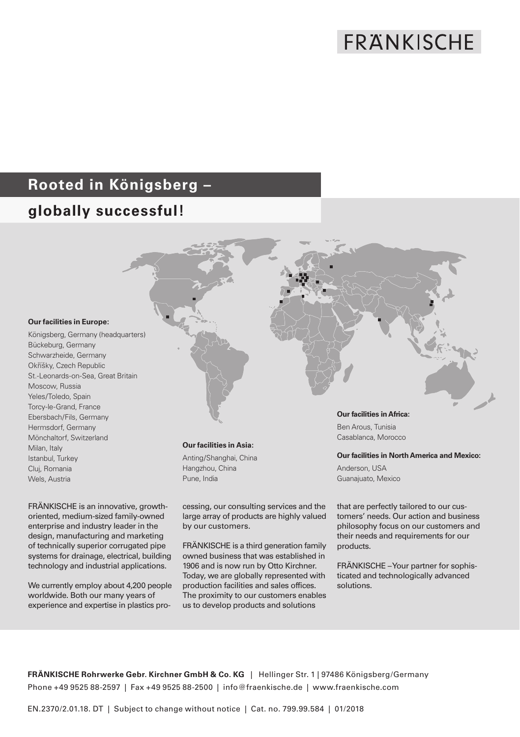FRÄNKISCHE

## Rooted in Königsberg – globally successful!

**Our facilities in Europe:**

Königsberg, Germany (headquarters)
Bückeburg, Germany
Schwarzheide, Germany
Okříšky, Czech Republic
St.-Leonards-on-Sea, Great Britain
Moscow, Russia
Yeles/Toledo, Spain
Torcy-le-Grand, France
Ebersbach/Fils, Germany
Hermsdorf, Germany
Mönchaltorf, Switzerland
Milan, Italy
Istanbul, Turkey
Cluj, Romania
Wels, Austria

**Our facilities in Asia:**

Anting/Shanghai, China
Hangzhou, China
Pune, India

**Our facilities in Africa:**

Ben Arous, Tunisia
Casablanca, Morocco

**Our facilities in North America and Mexico:**

Anderson, USA
Guanajuato, Mexico

FRÄNKISCHE is an innovative, growth-oriented, medium-sized family-owned enterprise and industry leader in the design, manufacturing and marketing of technically superior corrugated pipe systems for drainage, electrical, building technology and industrial applications.

We currently employ about 4,200 people worldwide. Both our many years of experience and expertise in plastics processing, our consulting services and the large array of products are highly valued by our customers.

FRÄNKISCHE is a third generation family owned business that was established in 1906 and is now run by Otto Kirchner. Today, we are globally represented with production facilities and sales offices. The proximity to our customers enables us to develop products and solutions that are perfectly tailored to our customers' needs. Our action and business philosophy focus on our customers and their needs and requirements for our products.

FRÄNKISCHE – Your partner for sophisticated and technologically advanced solutions.

**FRÄNKISCHE Rohrwerke Gebr. Kirchner GmbH & Co. KG** | Hellinger Str. 1 | 97486 Königsberg/Germany
Phone +49 9525 88-2597 | Fax +49 9525 88-2500 | info@fraenkische.de | www.fraenkische.com

EN.2370/2.01.18. DT | Subject to change without notice | Cat. no. 799.99.584 | 01/2018